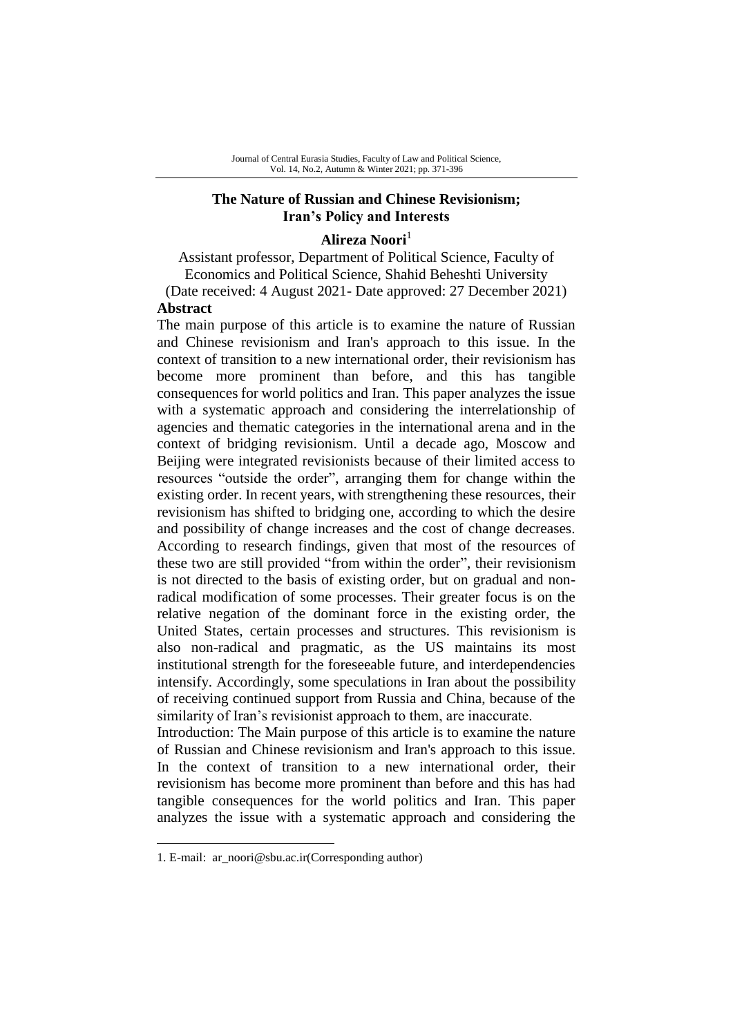## The Nature of Russian and Chinese Revisionism; Iran's Policy and Interests

**Alireza Noori**[1]

Assistant professor, Department of Political Science, Faculty of Economics and Political Science, Shahid Beheshti University

(Date received: 4 August 2021- Date approved: 27 December 2021)

**Abstract**

The main purpose of this article is to examine the nature of Russian and Chinese revisionism and Iran's approach to this issue. In the context of transition to a new international order, their revisionism has become more prominent than before, and this has tangible consequences for world politics and Iran. This paper analyzes the issue with a systematic approach and considering the interrelationship of agencies and thematic categories in the international arena and in the context of bridging revisionism. Until a decade ago, Moscow and Beijing were integrated revisionists because of their limited access to resources "outside the order", arranging them for change within the existing order. In recent years, with strengthening these resources, their revisionism has shifted to bridging one, according to which the desire and possibility of change increases and the cost of change decreases. According to research findings, given that most of the resources of these two are still provided "from within the order", their revisionism is not directed to the basis of existing order, but on gradual and non-radical modification of some processes. Their greater focus is on the relative negation of the dominant force in the existing order, the United States, certain processes and structures. This revisionism is also non-radical and pragmatic, as the US maintains its most institutional strength for the foreseeable future, and interdependencies intensify. Accordingly, some speculations in Iran about the possibility of receiving continued support from Russia and China, because of the similarity of Iran's revisionist approach to them, are inaccurate.

Introduction: The Main purpose of this article is to examine the nature of Russian and Chinese revisionism and Iran's approach to this issue. In the context of transition to a new international order, their revisionism has become more prominent than before and this has had tangible consequences for the world politics and Iran. This paper analyzes the issue with a systematic approach and considering the

1. E-mail: ar_noori@sbu.ac.ir(Corresponding author)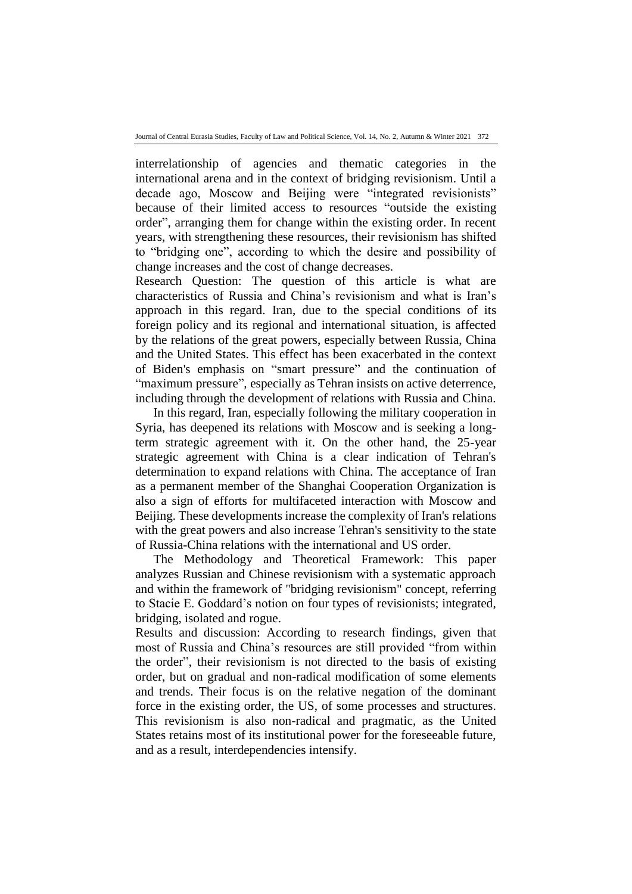interrelationship of agencies and thematic categories in the international arena and in the context of bridging revisionism. Until a decade ago, Moscow and Beijing were "integrated revisionists" because of their limited access to resources "outside the existing order", arranging them for change within the existing order. In recent years, with strengthening these resources, their revisionism has shifted to "bridging one", according to which the desire and possibility of change increases and the cost of change decreases.

Research Question: The question of this article is what are characteristics of Russia and China's revisionism and what is Iran's approach in this regard. Iran, due to the special conditions of its foreign policy and its regional and international situation, is affected by the relations of the great powers, especially between Russia, China and the United States. This effect has been exacerbated in the context of Biden's emphasis on "smart pressure" and the continuation of "maximum pressure", especially as Tehran insists on active deterrence, including through the development of relations with Russia and China.

In this regard, Iran, especially following the military cooperation in Syria, has deepened its relations with Moscow and is seeking a long-term strategic agreement with it. On the other hand, the 25-year strategic agreement with China is a clear indication of Tehran's determination to expand relations with China. The acceptance of Iran as a permanent member of the Shanghai Cooperation Organization is also a sign of efforts for multifaceted interaction with Moscow and Beijing. These developments increase the complexity of Iran's relations with the great powers and also increase Tehran's sensitivity to the state of Russia-China relations with the international and US order.

The Methodology and Theoretical Framework: This paper analyzes Russian and Chinese revisionism with a systematic approach and within the framework of "bridging revisionism" concept, referring to Stacie E. Goddard's notion on four types of revisionists; integrated, bridging, isolated and rogue.

Results and discussion: According to research findings, given that most of Russia and China's resources are still provided "from within the order", their revisionism is not directed to the basis of existing order, but on gradual and non-radical modification of some elements and trends. Their focus is on the relative negation of the dominant force in the existing order, the US, of some processes and structures. This revisionism is also non-radical and pragmatic, as the United States retains most of its institutional power for the foreseeable future, and as a result, interdependencies intensify.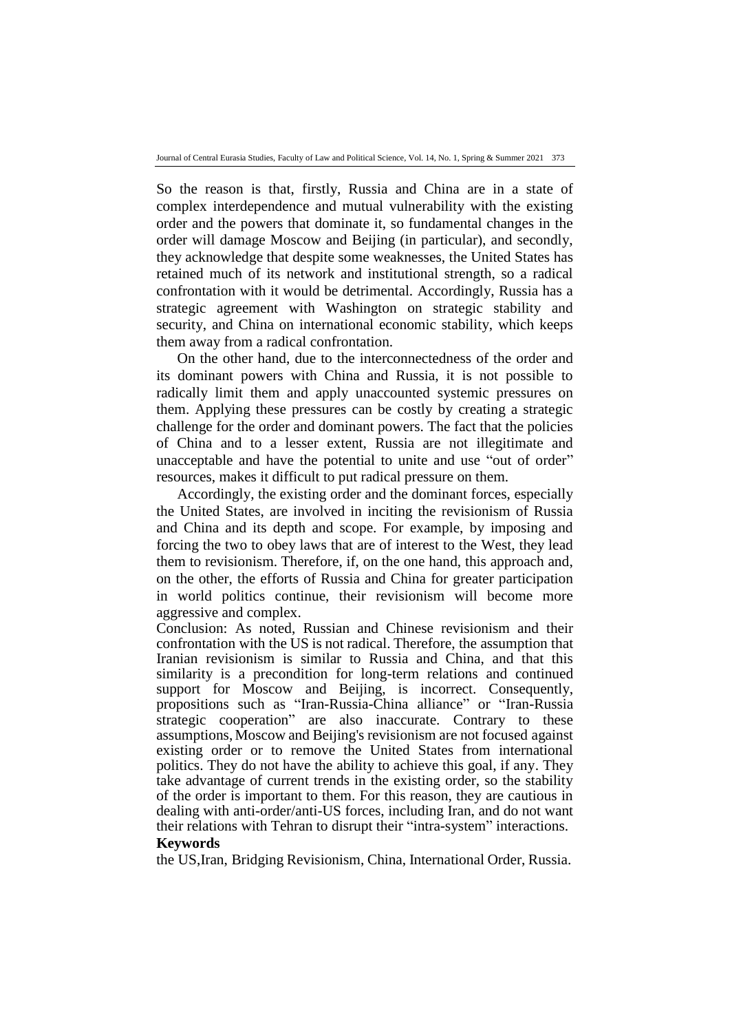So the reason is that, firstly, Russia and China are in a state of complex interdependence and mutual vulnerability with the existing order and the powers that dominate it, so fundamental changes in the order will damage Moscow and Beijing (in particular), and secondly, they acknowledge that despite some weaknesses, the United States has retained much of its network and institutional strength, so a radical confrontation with it would be detrimental. Accordingly, Russia has a strategic agreement with Washington on strategic stability and security, and China on international economic stability, which keeps them away from a radical confrontation.

On the other hand, due to the interconnectedness of the order and its dominant powers with China and Russia, it is not possible to radically limit them and apply unaccounted systemic pressures on them. Applying these pressures can be costly by creating a strategic challenge for the order and dominant powers. The fact that the policies of China and to a lesser extent, Russia are not illegitimate and unacceptable and have the potential to unite and use "out of order" resources, makes it difficult to put radical pressure on them.

Accordingly, the existing order and the dominant forces, especially the United States, are involved in inciting the revisionism of Russia and China and its depth and scope. For example, by imposing and forcing the two to obey laws that are of interest to the West, they lead them to revisionism. Therefore, if, on the one hand, this approach and, on the other, the efforts of Russia and China for greater participation in world politics continue, their revisionism will become more aggressive and complex.

Conclusion: As noted, Russian and Chinese revisionism and their confrontation with the US is not radical. Therefore, the assumption that Iranian revisionism is similar to Russia and China, and that this similarity is a precondition for long-term relations and continued support for Moscow and Beijing, is incorrect. Consequently, propositions such as "Iran-Russia-China alliance" or "Iran-Russia strategic cooperation" are also inaccurate. Contrary to these assumptions, Moscow and Beijing's revisionism are not focused against existing order or to remove the United States from international politics. They do not have the ability to achieve this goal, if any. They take advantage of current trends in the existing order, so the stability of the order is important to them. For this reason, they are cautious in dealing with anti-order/anti-US forces, including Iran, and do not want their relations with Tehran to disrupt their "intra-system" interactions.

**Keywords**

the US,Iran, Bridging Revisionism, China, International Order, Russia.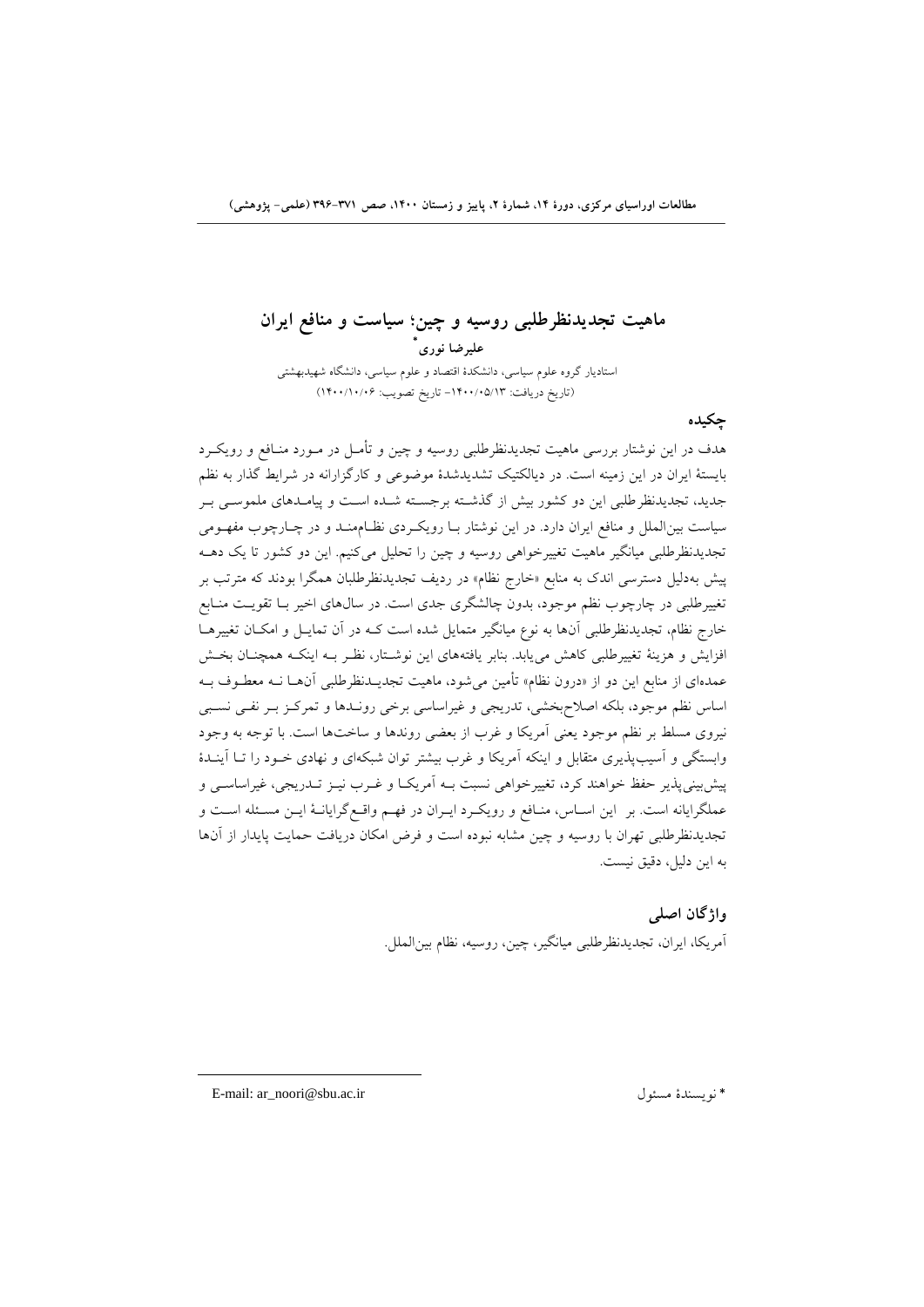# ماهیت تجدیدنظرطلبی روسیه و چین؛ سیاست و منافع ایران

**علیرضا نوری***

استادیار گروه علوم سیاسی، دانشکدهٔ اقتصاد و علوم سیاسی، دانشگاه شهیدبهشتی

(تاریخ دریافت: ۱۴۰۰/۰۵/۱۳- تاریخ تصویب: ۱۴۰۰/۱۰/۰۶)

## چکیده

هدف در این نوشتار بررسی ماهیت تجدیدنظرطلبی روسیه و چین و تأمل در مورد منافع و رویکرد بایستهٔ ایران در این زمینه است. در دیالکتیک تشدیدشدهٔ موضوعی و کارگزارانه در شرایط گذار به نظم جدید، تجدیدنظرطلبی این دو کشور بیش از گذشته برجسته شده است و پیامدهای ملموسی بر سیاست بین‌الملل و منافع ایران دارد. در این نوشتار با رویکردی نظام‌مند و در چارچوب مفهومی تجدیدنظرطلبی میانگیر ماهیت تغییرخواهی روسیه و چین را تحلیل می‌کنیم. این دو کشور تا یک دهه پیش به‌دلیل دسترسی اندک به منابع «خارج نظام» در ردیف تجدیدنظرطلبان همگرا بودند که مترتب بر تغییرطلبی در چارچوب نظم موجود، بدون چالشگری جدی است. در سال‌های اخیر با تقویت منابع خارج نظام، تجدیدنظرطلبی آن‌ها به نوع میانگیر متمایل شده است که در آن تمایل و امکان تغییرها افزایش و هزینهٔ تغییرطلبی کاهش می‌یابد. بنابر یافته‌های این نوشتار، نظر به اینکه همچنان بخش عمده‌ای از منابع این دو از «درون نظام» تأمین می‌شود، ماهیت تجدیدنظرطلبی آن‌ها نه معطوف به اساس نظم موجود، بلکه اصلاح‌بخشی، تدریجی و غیراساسی برخی روندها و تمرکز بر نفی نسبی نیروی مسلط بر نظم موجود یعنی آمریکا و غرب از بعضی روندها و ساخت‌ها است. با توجه به وجود وابستگی و آسیب‌پذیری متقابل و اینکه آمریکا و غرب بیشتر توان شبکه‌ای و نهادی خود را تا آیندهٔ پیش‌بینی‌پذیر حفظ خواهند کرد، تغییرخواهی نسبت به آمریکا و غرب نیز تدریجی، غیراساسی و عملگرایانه است. بر این اساس، منافع و رویکرد ایران در فهم واقع‌گرایانهٔ این مسئله است و تجدیدنظرطلبی تهران با روسیه و چین مشابه نبوده است و فرض امکان دریافت حمایت پایدار از آن‌ها به این دلیل، دقیق نیست.

## واژگان اصلی

آمریکا، ایران، تجدیدنظرطلبی میانگیر، چین، روسیه، نظام بین‌الملل.

---

* نویسندهٔ مسئول E-mail: ar_noori@sbu.ac.ir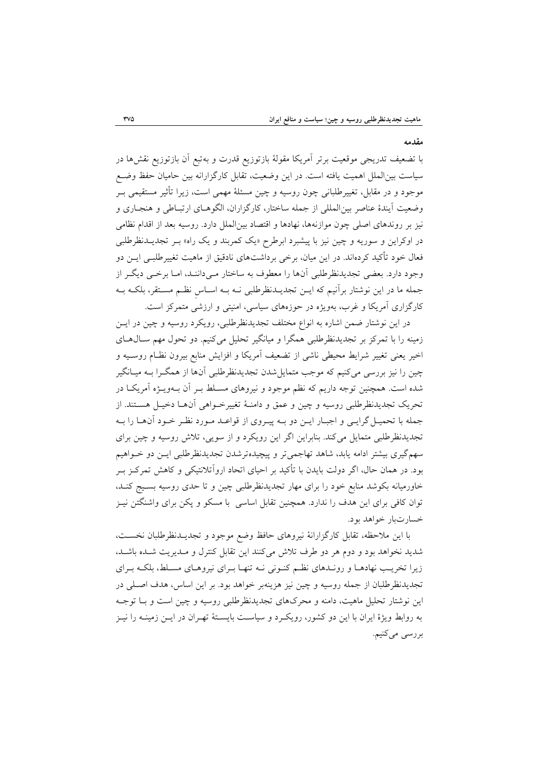## مقدمه

با تضعیف تدریجی موقعیت برتر آمریکا مقولهٔ بازتوزیع قدرت و به‌تبع آن بازتوزیع نقش‌ها در سیاست بین‌الملل اهمیت یافته است. در این وضعیت، تقابل کارگزارانه بین حامیان حفظ وضع موجود و در مقابل، تغییرطلبانی چون روسیه و چین مسئلهٔ مهمی است، زیرا تأثیر مستقیمی بر وضعیت آیندهٔ عناصر بین‌المللی از جمله ساختار، کارگزاران، الگوهای ارتباطی و هنجاری و نیز بر روندهای اصلی چون موازنه‌ها، نهادها و اقتصاد بین‌الملل دارد. روسیه بعد از اقدام نظامی در اوکراین و سوریه و چین نیز با پیشبرد ابرطرح «یک کمربند و یک راه» بر تجدیدنظرطلبی فعال خود تأکید کرده‌اند. در این میان، برخی برداشت‌های نادقیق از ماهیت تغییرطلبی این دو وجود دارد. بعضی تجدیدنظرطلبی آن‌ها را معطوف به ساختار می‌دانند، اما برخی دیگر از جمله ما در این نوشتار برآنیم که این تجدیدنظرطلبی نه به اساسِ نظم مستقر، بلکه به کارگزاری آمریکا و غرب، به‌ویژه در حوزه‌های سیاسی، امنیتی و ارزشی متمرکز است.

در این نوشتار ضمن اشاره به انواع مختلف تجدیدنظرطلبی، رویکرد روسیه و چین در این زمینه را با تمرکز بر تجدیدنظرطلبی همگرا و میانگیر تحلیل می‌کنیم. دو تحول مهم سال‌های اخیر یعنی تغییر شرایط محیطی ناشی از تضعیف آمریکا و افزایش منابع بیرون نظام روسیه و چین را نیز بررسی می‌کنیم که موجب متمایل‌شدن تجدیدنظرطلبی آن‌ها از همگرا به میانگیر شده است. همچنین توجه داریم که نظم موجود و نیروهای مسلط بر آن به‌ویژه آمریکا در تحریک تجدیدنظرطلبی روسیه و چین و عمق و دامنهٔ تغییرخواهی آن‌ها دخیل هستند. از جمله با تحمیل‌گرایی و اجبار این دو به پیروی از قواعد مورد نظر خود آن‌ها را به تجدیدنظرطلبی متمایل می‌کند. بنابراین اگر این رویکرد و از سویی، تلاش روسیه و چین برای سهم‌گیری بیشتر ادامه یابد، شاهد تهاجمی‌تر و پیچیده‌ترشدن تجدیدنظرطلبی این دو خواهیم بود. در همان حال، اگر دولت بایدن با تأکید بر احیای اتحاد اروآتلانتیکی و کاهش تمرکز بر خاورمیانه بکوشد منابع خود را برای مهار تجدیدنظرطلبی چین و تا حدی روسیه بسیج کند، توان کافی برای این هدف را ندارد. همچنین تقابل اساسی با مسکو و پکن برای واشنگتن نیز خسارت‌بار خواهد بود.

با این ملاحظه، تقابل کارگزارانهٔ نیروهای حافظ وضع موجود و تجدیدنظرطلبان نخست، شدید نخواهد بود و دوم هر دو طرف تلاش می‌کنند این تقابل کنترل و مدیریت شده باشد، زیرا تخریب نهادها و روندهای نظم کنونی نه تنها برای نیروهای مسلط، بلکه برای تجدیدنظرطلبان از جمله روسیه و چین نیز هزینه‌بر خواهد بود. بر این اساس، هدف اصلی در این نوشتار تحلیل ماهیت، دامنه و محرک‌های تجدیدنظرطلبی روسیه و چین است و با توجه به روابط ویژهٔ ایران با این دو کشور، رویکرد و سیاست بایستهٔ تهران در این زمینه را نیز بررسی می‌کنیم.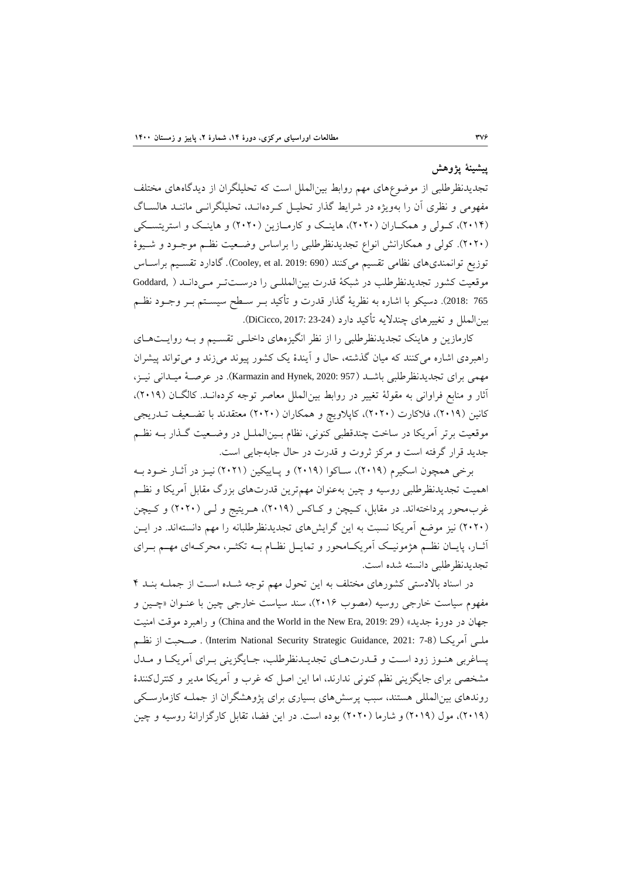## پیشینهٔ پژوهش

تجدیدنظرطلبی از موضوع‌های مهم روابط بین‌الملل است که تحلیلگران از دیدگاه‌های مختلف مفهومی و نظری آن را به‌ویژه در شرایط گذار تحلیل کرده‌اند، تحلیلگرانی مانند هالساگ (۲۰۱۴)، کولی و همکاران (۲۰۲۰)، هاینک و کارمازین (۲۰۲۰) و هاینک و استریتسکی (۲۰۲۰). کولی و همکارانش انواع تجدیدنظرطلبی را براساس وضعیت نظم موجود و شیوهٔ توزیع توانمندی‌های نظامی تقسیم می‌کنند (Cooley, et al. 2019: 690). گادارد تقسیم براساس موقعیت کشور تجدیدنظرطلب در شبکهٔ قدرت بین‌المللی را درست‌تر می‌داند (Goddard, 2018: 765). دسیکو با اشاره به نظریهٔ گذار قدرت و تأکید بر سطح سیستم بر وجود نظم بین‌الملل و تغییرهای چندلایه تأکید دارد (DiCicco, 2017: 23-24).

کارمازین و هاینک تجدیدنظرطلبی را از نظر انگیزه‌های داخلی تقسیم و به روایت‌های راهبردی اشاره می‌کنند که میان گذشته، حال و آیندهٔ یک کشور پیوند می‌زند و می‌تواند پیشران مهمی برای تجدیدنظرطلبی باشد (Karmazin and Hynek, 2020: 957). در عرصهٔ میدانی نیز، آثار و منابع فراوانی به مقولهٔ تغییر در روابط بین‌الملل معاصر توجه کرده‌اند. کالگان (۲۰۱۹)، کانین (۲۰۱۹)، فلاکارت (۲۰۲۰)، کاپلاویچ و همکاران (۲۰۲۰) معتقدند با تضعیف تدریجی موقعیت برتر آمریکا در ساخت چندقطبی کنونی، نظام بین‌الملل در وضعیت گذار به نظم جدید قرار گرفته است و مرکز ثروت و قدرت در حال جابه‌جایی است.

برخی همچون اسکیرم (۲۰۱۹)، ساکوا (۲۰۱۹) و پاییکین (۲۰۲۱) نیز در آثار خود به اهمیت تجدیدنظرطلبی روسیه و چین به‌عنوان مهم‌ترین قدرت‌های بزرگ مقابل آمریکا و نظم غرب‌محور پرداخته‌اند. در مقابل، کیچن و کاکس (۲۰۱۹)، هریتیج و لی (۲۰۲۰) و کیچن (۲۰۲۰) نیز موضع آمریکا نسبت به این گرایش‌های تجدیدنظرطلبانه را مهم دانسته‌اند. در این آثار، پایان نظم هژمونیک آمریکامحور و تمایل نظام به تکثر، محرکه‌ای مهم برای تجدیدنظرطلبی دانسته شده است.

در اسناد بالادستی کشورهای مختلف به این تحول مهم توجه شده است از جمله بند ۴ مفهوم سیاست خارجی روسیه (مصوب ۲۰۱۶)، سند سیاست خارجی چین با عنوان «چین و جهان در دورهٔ جدید» (China and the World in the New Era, 2019: 29) و راهبرد موقت امنیت ملی آمریکا (Interim National Security Strategic Guidance, 2021: 7-8) . صحبت از نظم پساغربی هنوز زود است و قدرت‌های تجدیدنظرطلب، جایگزینی برای آمریکا و مدل مشخصی برای جایگزینی نظم کنونی ندارند، اما این اصل که غرب و آمریکا مدیر و کنترل‌کنندهٔ روندهای بین‌المللی هستند، سبب پرسش‌های بسیاری برای پژوهشگران از جمله کازمارسکی (۲۰۱۹)، مول (۲۰۱۹) و شارما (۲۰۲۰) بوده است. در این فضا، تقابل کارگزارانهٔ روسیه و چین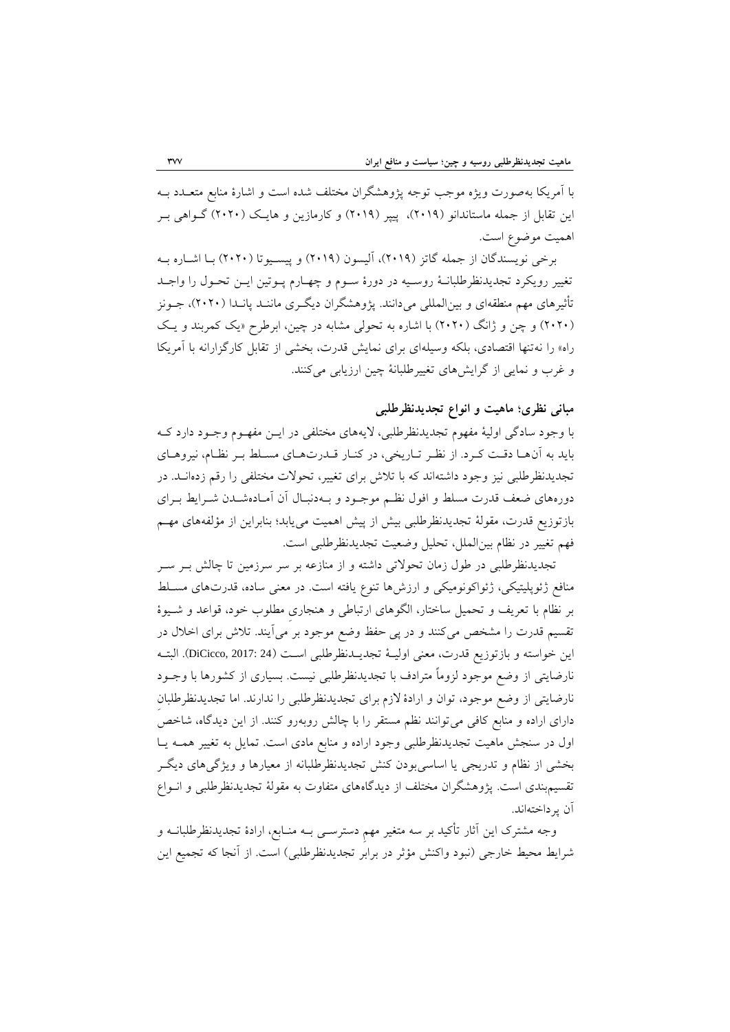با آمریکا به‌صورت ویژه موجب توجه پژوهشگران مختلف شده است و اشارۀ منابع متعدد به این تقابل از جمله ماستاندانو (۲۰۱۹)، پیپر (۲۰۱۹) و کارمازین و هایک (۲۰۲۰) گواهی بر اهمیت موضوع است.

برخی نویسندگان از جمله گاتز (۲۰۱۹)، آلیسون (۲۰۱۹) و پیسیوتا (۲۰۲۰) با اشاره به تغییر رویکرد تجدیدنظرطلبانۀ روسیه در دورۀ سوم و چهارم پوتین این تحول را واجد تأثیرهای مهم منطقه‌ای و بین‌المللی می‌دانند. پژوهشگران دیگری مانند پاندا (۲۰۲۰)، جونز (۲۰۲۰) و چن و ژانگ (۲۰۲۰) با اشاره به تحولی مشابه در چین، ابرطرح «یک کمربند و یک راه» را نه‌تنها اقتصادی، بلکه وسیله‌ای برای نمایش قدرت، بخشی از تقابل کارگزارانه با آمریکا و غرب و نمایی از گرایش‌های تغییرطلبانۀ چین ارزیابی می‌کنند.

## مبانی نظری؛ ماهیت و انواع تجدیدنظرطلبی

با وجود سادگی اولیۀ مفهوم تجدیدنظرطلبی، لایه‌های مختلفی در این مفهوم وجود دارد که باید به آن‌ها دقت کرد. از نظر تاریخی، در کنار قدرت‌های مسلط بر نظام، نیروهای تجدیدنظرطلبی نیز وجود داشته‌اند که با تلاش برای تغییر، تحولات مختلفی را رقم زده‌اند. در دوره‌های ضعف قدرت مسلط و افول نظم موجود و به‌دنبال آن آماده‌شدن شرایط برای بازتوزیع قدرت، مقولۀ تجدیدنظرطلبی بیش از پیش اهمیت می‌یابد؛ بنابراین از مؤلفه‌های مهم فهم تغییر در نظام بین‌الملل، تحلیل وضعیت تجدیدنظرطلبی است.

تجدیدنظرطلبی در طول زمان تحولاتی داشته و از منازعه بر سر سرزمین تا چالش بر سر منافع ژئوپلیتیکی، ژئواکونومیکی و ارزش‌ها تنوع یافته است. در معنی ساده، قدرت‌های مسلط بر نظام با تعریف و تحمیل ساختار، الگوهای ارتباطی و هنجاری مطلوب خود، قواعد و شیوۀ تقسیم قدرت را مشخص می‌کنند و در پی حفظ وضع موجود بر می‌آیند. تلاش برای اخلال در این خواسته و بازتوزیع قدرت، معنی اولیۀ تجدیدنظرطلبی است (DiCicco, 2017: 24). البته نارضایتی از وضع موجود لزوماً مترادف با تجدیدنظرطلبی نیست. بسیاری از کشورها با وجود نارضایتی از وضع موجود، توان و ارادۀ لازم برای تجدیدنظرطلبی را ندارند. اما تجدیدنظرطلبان دارای اراده و منابع کافی می‌توانند نظم مستقر را با چالش روبه‌رو کنند. از این دیدگاه، شاخص اول در سنجش ماهیت تجدیدنظرطلبی وجود اراده و منابع مادی است. تمایل به تغییر همه یا بخشی از نظام و تدریجی یا اساسی‌بودن کنش تجدیدنظرطلبانه از معیارها و ویژگی‌های دیگر تقسیم‌بندی است. پژوهشگران مختلف از دیدگاه‌های متفاوت به مقولۀ تجدیدنظرطلبی و انواع آن پرداخته‌اند.

وجه مشترک این آثار تأکید بر سه متغیر مهم دسترسی به منابع، ارادۀ تجدیدنظرطلبانه و شرایط محیط خارجی (نبود واکنش مؤثر در برابر تجدیدنظرطلبی) است. از آنجا که تجمیع این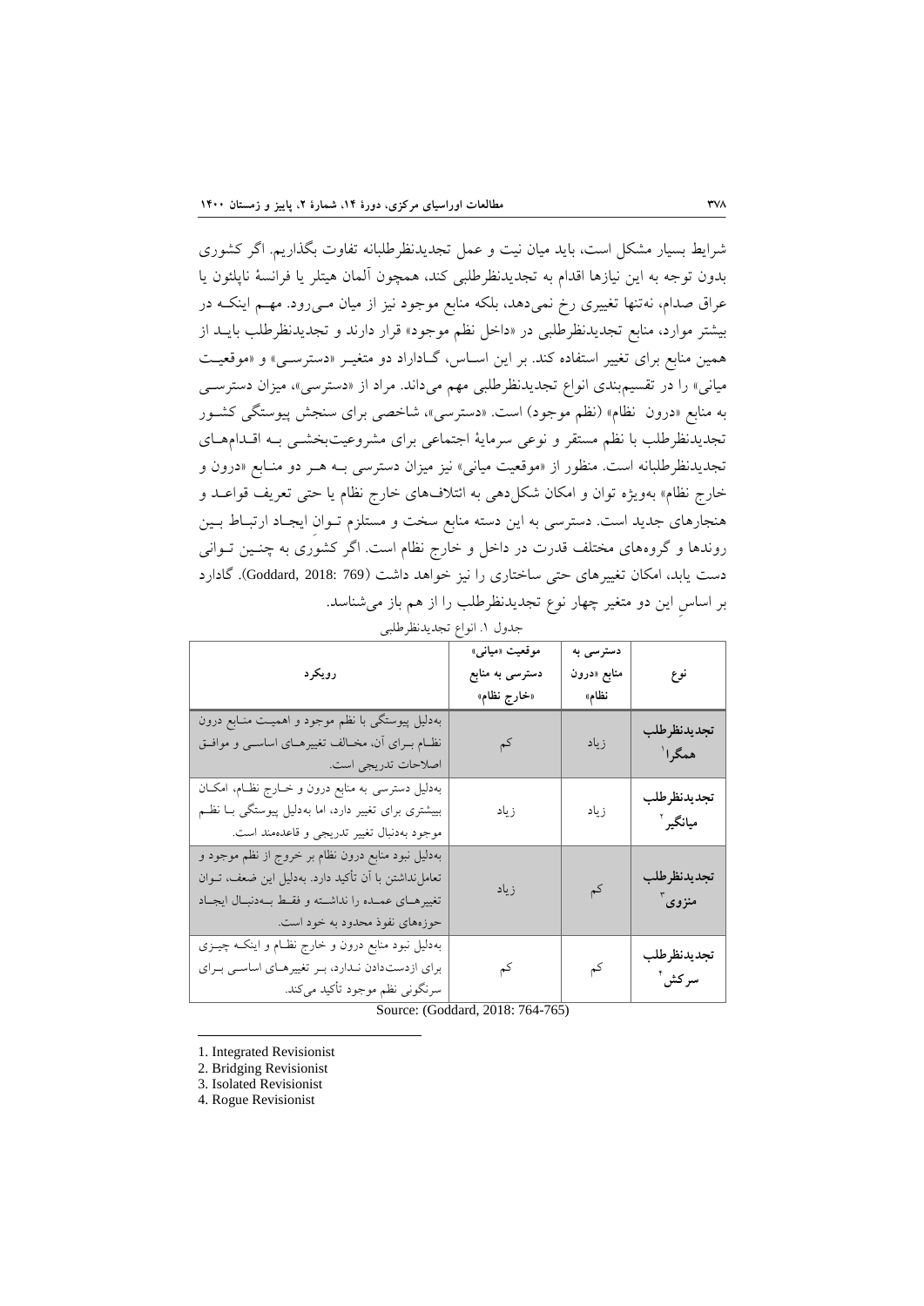شرایط بسیار مشکل است، باید میان نیت و عمل تجدیدنظرطلبانه تفاوت بگذاریم. اگر کشوری بدون توجه به این نیازها اقدام به تجدیدنظرطلبی کند، همچون آلمان هیتلر یا فرانسهٔ ناپلئون یا عراق صدام، نه‌تنها تغییری رخ نمی‌دهد، بلکه منابع موجود نیز از میان می‌رود. مهم اینکه در بیشتر موارد، منابع تجدیدنظرطلبی در «داخل نظم موجود» قرار دارند و تجدیدنظرطلب باید از همین منابع برای تغییر استفاده کند. بر این اساس، گادارد دو متغیر «دسترسی» و «موقعیت میانی» را در تقسیم‌بندی انواع تجدیدنظرطلبی مهم می‌داند. مراد از «دسترسی»، میزان دسترسی به منابع «درون نظام» (نظم موجود) است. «دسترسی»، شاخصی برای سنجش پیوستگی کشور تجدیدنظرطلب با نظم مستقر و نوعی سرمایهٔ اجتماعی برای مشروعیت‌بخشی به اقدام‌های تجدیدنظرطلبانه است. منظور از «موقعیت میانی» نیز میزان دسترسی به هر دو منابع «درون و خارج نظام» به‌ویژه توان و امکان شکل‌دهی به ائتلاف‌های خارج نظام یا حتی تعریف قواعد و هنجارهای جدید است. دسترسی به این دسته منابع سخت و مستلزم توانِ ایجاد ارتباط بین روندها و گروه‌های مختلف قدرت در داخل و خارج نظام است. اگر کشوری به چنین توانی دست یابد، امکان تغییرهای حتی ساختاری را نیز خواهد داشت (Goddard, 2018: 769). گادارد بر اساسِ این دو متغیر چهار نوع تجدیدنظرطلب را از هم باز می‌شناسد.

جدول ۱. انواع تجدیدنظرطلبی

| نوع | دسترسی به منابع «درون نظام» | موقعیت «میانی» دسترسی به منابع «خارج نظام» | رویکرد |
|---|---|---|---|
| تجدیدنظرطلب همگرا[1] | زیاد | کم | به‌دلیل پیوستگی با نظم موجود و اهمیت منابع درون نظام برای آن، مخالف تغییرهای اساسی و موافق اصلاحات تدریجی است. |
| تجدیدنظرطلب میانگیر[2] | زیاد | زیاد | به‌دلیل دسترسی به منابع درون و خارج نظام، امکان بیشتری برای تغییر دارد، اما به‌دلیل پیوستگی با نظم موجود به‌دنبال تغییر تدریجی و قاعده‌مند است. |
| تجدیدنظرطلب منزوی[3] | کم | زیاد | به‌دلیل نبود منابع درون نظام بر خروج از نظم موجود و تعامل‌نداشتن با آن تأکید دارد. به‌دلیل این ضعف، توان تغییرهای عمده را نداشته و فقط به‌دنبال ایجاد حوزه‌های نفوذ محدود به خود است. |
| تجدیدنظرطلب سرکش[4] | کم | کم | به‌دلیل نبود منابع درون و خارج نظام و اینکه چیزی برای ازدست‌دادن ندارد، بر تغییرهای اساسی برای سرنگونی نظم موجود تأکید می‌کند. |

Source: (Goddard, 2018: 764-765)

1. Integrated Revisionist
2. Bridging Revisionist
3. Isolated Revisionist
4. Rogue Revisionist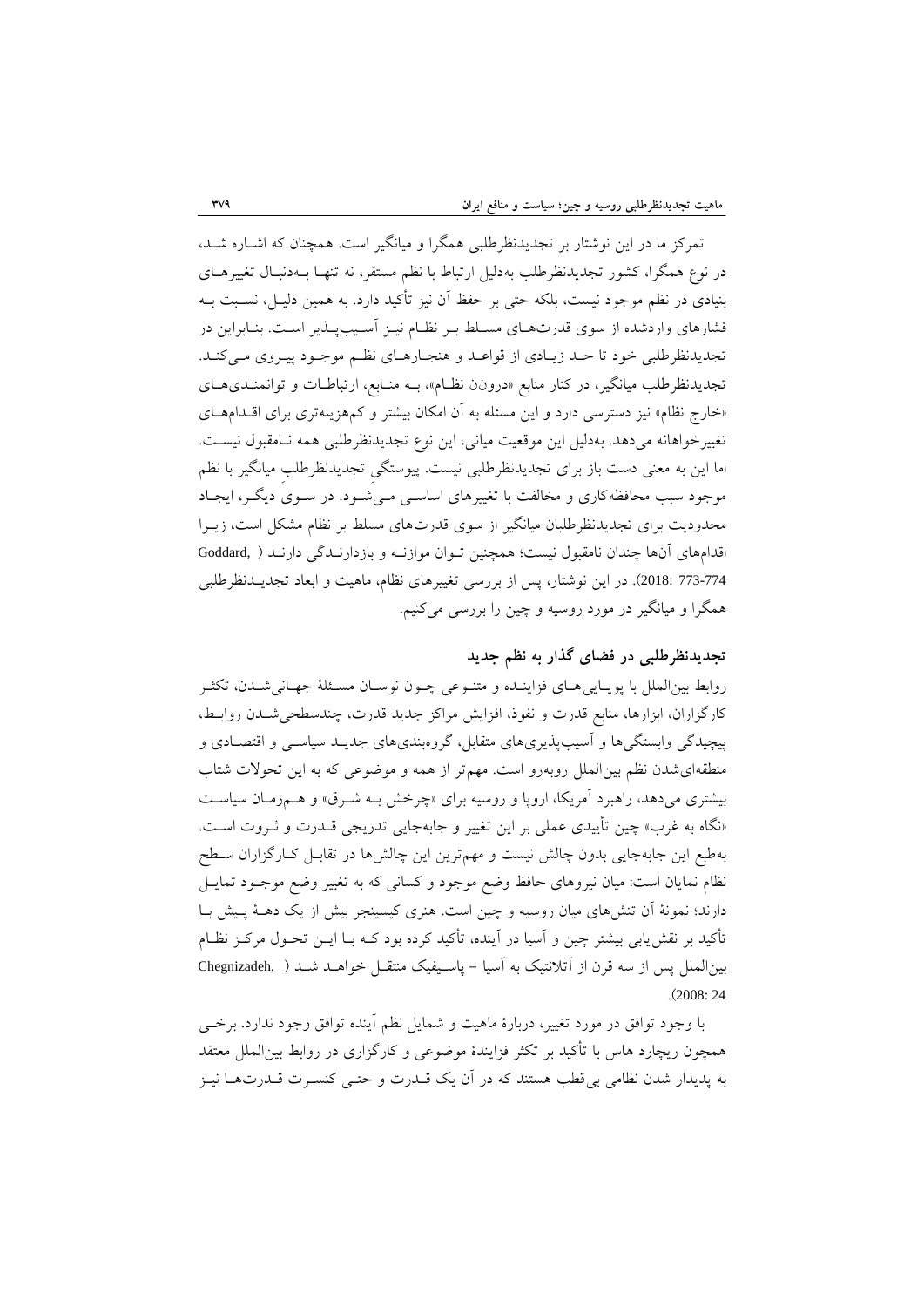تمرکز ما در این نوشتار بر تجدیدنظرطلبی همگرا و میانگیر است. همچنان که اشاره شد، در نوع همگرا، کشور تجدیدنظرطلب به‌دلیل ارتباط با نظم مستقر، نه تنها به‌دنبال تغییرهای بنیادی در نظم موجود نیست، بلکه حتی بر حفظ آن نیز تأکید دارد. به همین دلیل، نسبت به فشارهای واردشده از سوی قدرت‌های مسلط بر نظام نیز آسیب‌پذیر است. بنابراین در تجدیدنظرطلبی خود تا حد زیادی از قواعد و هنجارهای نظم موجود پیروی می‌کند. تجدیدنظرطلب میانگیر، در کنار منابع «درونِ نظام»، به منابع، ارتباطات و توانمندی‌های «خارج نظام» نیز دسترسی دارد و این مسئله به آن امکان بیشتر و کم‌هزینه‌تری برای اقدام‌های تغییرخواهانه می‌دهد. به‌دلیل این موقعیت میانی، این نوع تجدیدنظرطلبی همه نامقبول نیست. اما این به معنی دست باز برای تجدیدنظرطلبی نیست. پیوستگیِ تجدیدنظرطلبِ میانگیر با نظم موجود سبب محافظه‌کاری و مخالفت با تغییرهای اساسی می‌شود. در سوی دیگر، ایجاد محدودیت برای تجدیدنظرطلبان میانگیر از سوی قدرت‌های مسلط بر نظام مشکل است، زیرا اقدام‌های آن‌ها چندان نامقبول نیست؛ همچنین توان موازنه و بازدارندگی دارند (Goddard, 2018: 773-774). در این نوشتار، پس از بررسی تغییرهای نظام، ماهیت و ابعاد تجدیدنظرطلبی همگرا و میانگیر در مورد روسیه و چین را بررسی می‌کنیم.

## تجدیدنظرطلبی در فضای گذار به نظم جدید

روابط بین‌الملل با پویایی‌های فزاینده و متنوعی چون نوسان مسئلهٔ جهانی‌شدن، تکثر کارگزاران، ابزارها، منابع قدرت و نفوذ، افزایش مراکز جدید قدرت، چندسطحی‌شدن روابط، پیچیدگی وابستگی‌ها و آسیب‌پذیری‌های متقابل، گروه‌بندی‌های جدید سیاسی و اقتصادی و منطقه‌ای‌شدن نظم بین‌الملل روبه‌رو است. مهم‌تر از همه و موضوعی که به این تحولات شتاب بیشتری می‌دهد، راهبرد آمریکا، اروپا و روسیه برای «چرخش به شرق» و هم‌زمان سیاست «نگاه به غرب» چین تأییدی عملی بر این تغییر و جابه‌جایی تدریجی قدرت و ثروت است. به‌طبع این جابه‌جایی بدون چالش نیست و مهم‌ترین این چالش‌ها در تقابل کارگزاران سطح نظام نمایان است: میان نیروهای حافظ وضع موجود و کسانی که به تغییر وضع موجود تمایل دارند؛ نمونهٔ آن تنش‌های میان روسیه و چین است. هنری کیسینجر بیش از یک دههٔ پیش با تأکید بر نقش‌یابی بیشتر چین و آسیا در آینده، تأکید کرده بود که با این تحول مرکز نظام بین‌الملل پس از سه قرن از آتلانتیک به آسیا – پاسیفیک منتقل خواهد شد (Chegnizadeh, 2008: 24).

با وجود توافق در مورد تغییر، دربارهٔ ماهیت و شمایل نظم آینده توافق وجود ندارد. برخی همچون ریچارد هاس با تأکید بر تکثر فزایندهٔ موضوعی و کارگزاری در روابط بین‌الملل معتقد به پدیدار شدن نظامی بی‌قطب هستند که در آن یک قدرت و حتی کنسرت قدرت‌ها نیز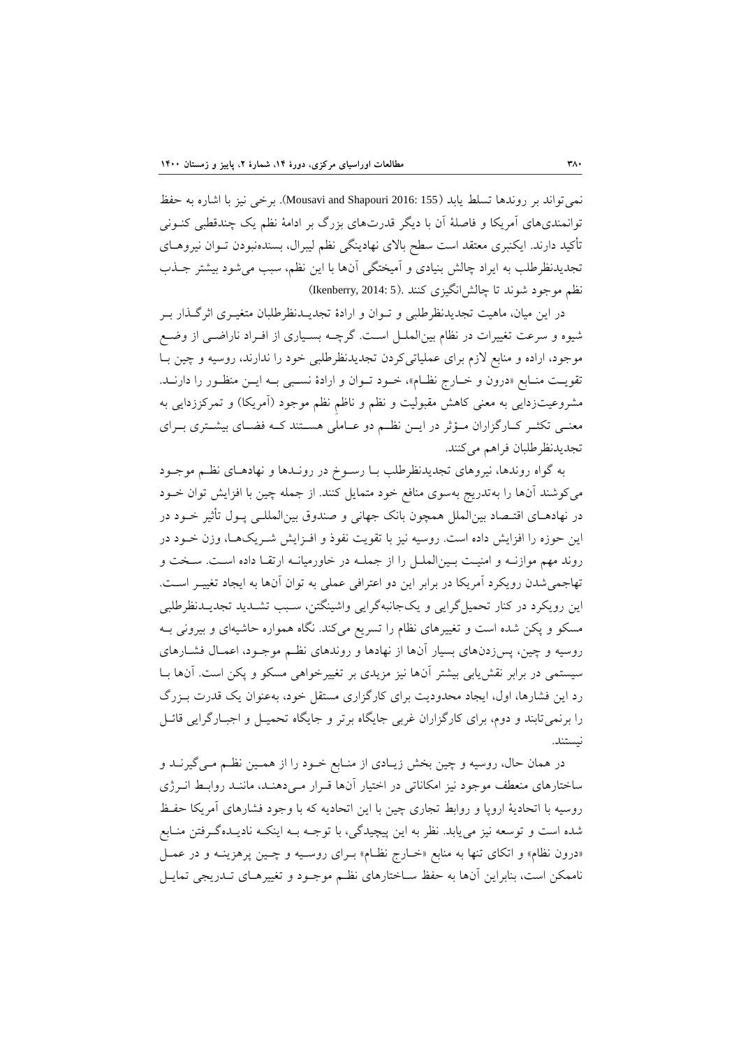نمی‌تواند بر روندها تسلط یابد (Mousavi and Shapouri 2016: 155). برخی نیز با اشاره به حفظ توانمندی‌های آمریکا و فاصلهٔ آن با دیگر قدرت‌های بزرگ بر ادامهٔ نظم یک چندقطبی کنونی تأکید دارند. ایکنبری معتقد است سطح بالای نهادینگی نظم لیبرال، بسنده‌نبودن توان نیروهای تجدیدنظرطلب به ایراد چالش بنیادی و آمیختگی آن‌ها با این نظم، سبب می‌شود بیشتر جذب نظم موجود شوند تا چالش‌انگیزی کنند. (Ikenberry, 2014: 5)

در این میان، ماهیت تجدیدنظرطلبی و توان و ارادهٔ تجدیدنظرطلبان متغیری اثرگذار بر شیوه و سرعت تغییرات در نظام بین‌الملل است. گرچه بسیاری از افراد ناراضی از وضع موجود، اراده و منابع لازم برای عملیاتی‌کردن تجدیدنظرطلبی خود را ندارند، روسیه و چین با تقویت منابع «درون و خارج نظام»، خود توان و ارادهٔ نسبی به این منظور را دارند. مشروعیت‌زدایی به معنی کاهش مقبولیت و نظم و ناظم نظم موجود (آمریکا) و تمرکززدایی به معنی تکثر کارگزاران مؤثر در این نظم دو عاملی هستند که فضای بیشتری برای تجدیدنظرطلبان فراهم می‌کنند.

به گواه روندها، نیروهای تجدیدنظرطلب با رسوخ در روندها و نهادهای نظم موجود می‌کوشند آن‌ها را به‌تدریج به‌سوی منافع خود متمایل کنند. از جمله چین با افزایش توان خود در نهادهای اقتصاد بین‌الملل همچون بانک جهانی و صندوق بین‌المللی پول تأثیر خود در این حوزه را افزایش داده است. روسیه نیز با تقویت نفوذ و افزایش شریک‌ها، وزن خود در روند مهم موازنه و امنیت بین‌الملل را از جمله در خاورمیانه ارتقا داده است. سخت و تهاجمی‌شدن رویکرد آمریکا در برابر این دو اعترافی عملی به توان آن‌ها به ایجاد تغییر است. این رویکرد در کنار تحمیل‌گرایی و یک‌جانبه‌گرایی واشینگتن، سبب تشدید تجدیدنظرطلبی مسکو و پکن شده است و تغییرهای نظام را تسریع می‌کند. نگاه همواره حاشیه‌ای و بیرونی به روسیه و چین، پس‌زدن‌های بسیار آن‌ها از نهادها و روندهای نظم موجود، اعمال فشارهای سیستمی در برابر نقش‌یابی بیشتر آن‌ها نیز مزیدی بر تغییرخواهی مسکو و پکن است. آن‌ها با رد این فشارها، اول، ایجاد محدودیت برای کارگزاری مستقل خود، به‌عنوان یک قدرت بزرگ را برنمی‌تابند و دوم، برای کارگزاران غربی جایگاه برتر و جایگاه تحمیل و اجبارگرایی قائل نیستند.

در همان حال، روسیه و چین بخش زیادی از منابع خود را از همین نظم می‌گیرند و ساختارهای منعطف موجود نیز امکاناتی در اختیار آن‌ها قرار می‌دهند، مانند روابط انرژی روسیه با اتحادیهٔ اروپا و روابط تجاری چین با این اتحادیه که با وجود فشارهای آمریکا حفظ شده است و توسعه نیز می‌یابد. نظر به این پیچیدگی، با توجه به اینکه نادیده‌گرفتن منابع «درون نظام» و اتکای تنها به منابع «خارج نظام» برای روسیه و چین پرهزینه و در عمل ناممکن است، بنابراین آن‌ها به حفظ ساختارهای نظم موجود و تغییرهای تدریجی تمایل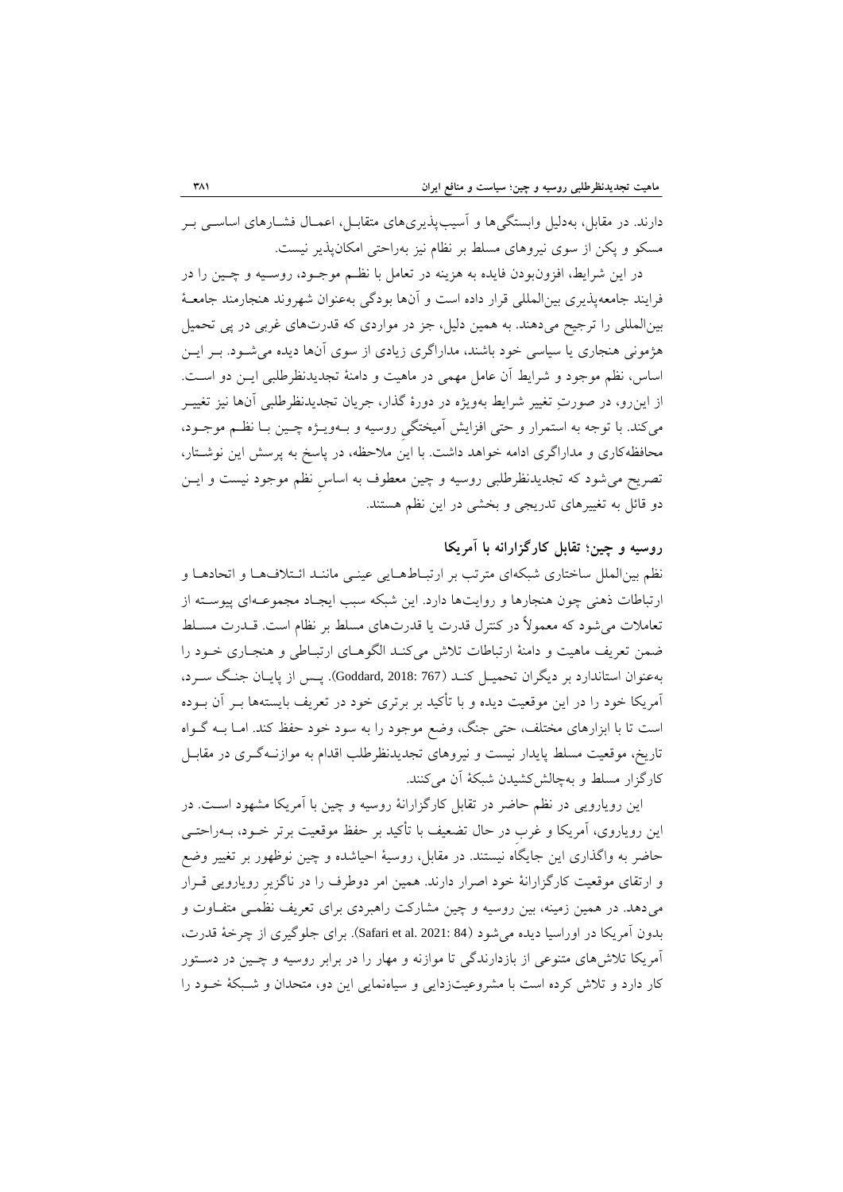دارند. در مقابل، به‌دلیل وابستگی‌ها و آسیب‌پذیری‌های متقابـل، اعمـال فشـارهای اساسـی بـر مسکو و پکن از سوی نیروهای مسلط بر نظام نیز به‌راحتی امکان‌پذیر نیست.

در این شرایط، افزون‌بودن فایده به هزینه در تعامل با نظـم موجـود، روسـیه و چـین را در فرایند جامعه‌پذیری بین‌المللی قرار داده است و آن‌ها بودگی به‌عنوان شهروند هنجارمند جامعـهٔ بین‌المللی را ترجیح می‌دهند. به همین دلیل، جز در مواردی که قدرت‌های غربی در پی تحمیل هژمونی هنجاری یا سیاسی خود باشند، مداراگری زیادی از سوی آن‌ها دیده می‌شـود. بـر ایـن اساس، نظم موجود و شرایط آن عامل مهمی در ماهیت و دامنهٔ تجدیدنظرطلبی ایـن دو اسـت. از این‌رو، در صورتِ تغییر شرایط به‌ویژه در دورهٔ گذار، جریان تجدیدنظرطلبی آن‌ها نیز تغییـر می‌کند. با توجه به استمرار و حتی افزایش آمیختگیِ روسیه و بـه‌ویـژه چـین بـا نظـم موجـود، محافظه‌کاری و مداراگری ادامه خواهد داشت. با این ملاحظه، در پاسخ به پرسش این نوشـتار، تصریح می‌شود که تجدیدنظرطلبی روسیه و چین معطوف به اساسِ نظم موجود نیست و ایـن دو قائل به تغییرهای تدریجی و بخشی در این نظم هستند.

## روسیه و چین؛ تقابل کارگزارانه با آمریکا

نظم بین‌الملل ساختاری شبکه‌ای مترتب بر ارتبـاط‌هـایی عینـی ماننـد ائـتلاف‌هـا و اتحادهـا و ارتباطات ذهنی چون هنجارها و روایت‌ها دارد. این شبکه سبب ایجـاد مجموعـه‌ای پیوسـته از تعاملات می‌شود که معمولاً در کنترل قدرت یا قدرت‌های مسلط بر نظام است. قـدرت مسـلط ضمن تعریف ماهیت و دامنهٔ ارتباطات تلاش می‌کنـد الگوهـای ارتبـاطی و هنجـاری خـود را به‌عنوان استاندارد بر دیگران تحمیـل کنـد (Goddard, 2018: 767). پـس از پایـان جنـگ سـرد، آمریکا خود را در این موقعیت دیده و با تأکید بر برتری خود در تعریف بایسته‌ها بـر آن بـوده است تا با ابزارهای مختلف، حتی جنگ، وضع موجود را به سود خود حفظ کند. امـا بـه گـواه تاریخ، موقعیت مسلط پایدار نیست و نیروهای تجدیدنظرطلب اقدام به موازنـه‌گـری در مقابـل کارگزار مسلط و به‌چالش‌کشیدن شبکهٔ آن می‌کنند.

این رویارویی در نظم حاضر در تقابل کارگزارانهٔ روسیه و چین با آمریکا مشهود اسـت. در این رویاروی، آمریکا و غربِ در حال تضعیف با تأکید بر حفظ موقعیت برتر خـود، بـه‌راحتـی حاضر به واگذاری این جایگاه نیستند. در مقابل، روسیهٔ احیاشده و چین نوظهور بر تغییر وضع و ارتقای موقعیت کارگزارانهٔ خود اصرار دارند. همین امر دوطرف را در ناگزیرِ رویارویی قـرار می‌دهد. در همین زمینه، بین روسیه و چین مشارکت راهبردی برای تعریف نظمـی متفـاوت و بدون آمریکا در اوراسیا دیده می‌شود (Safari et al. 2021: 84). برای جلوگیری از چرخهٔ قدرت، آمریکا تلاش‌های متنوعی از بازدارندگی تا موازنه و مهار را در برابر روسیه و چـین در دسـتور کار دارد و تلاش کرده است با مشروعیت‌زدایی و سیاه‌نمایی این دو، متحدان و شـبکهٔ خـود را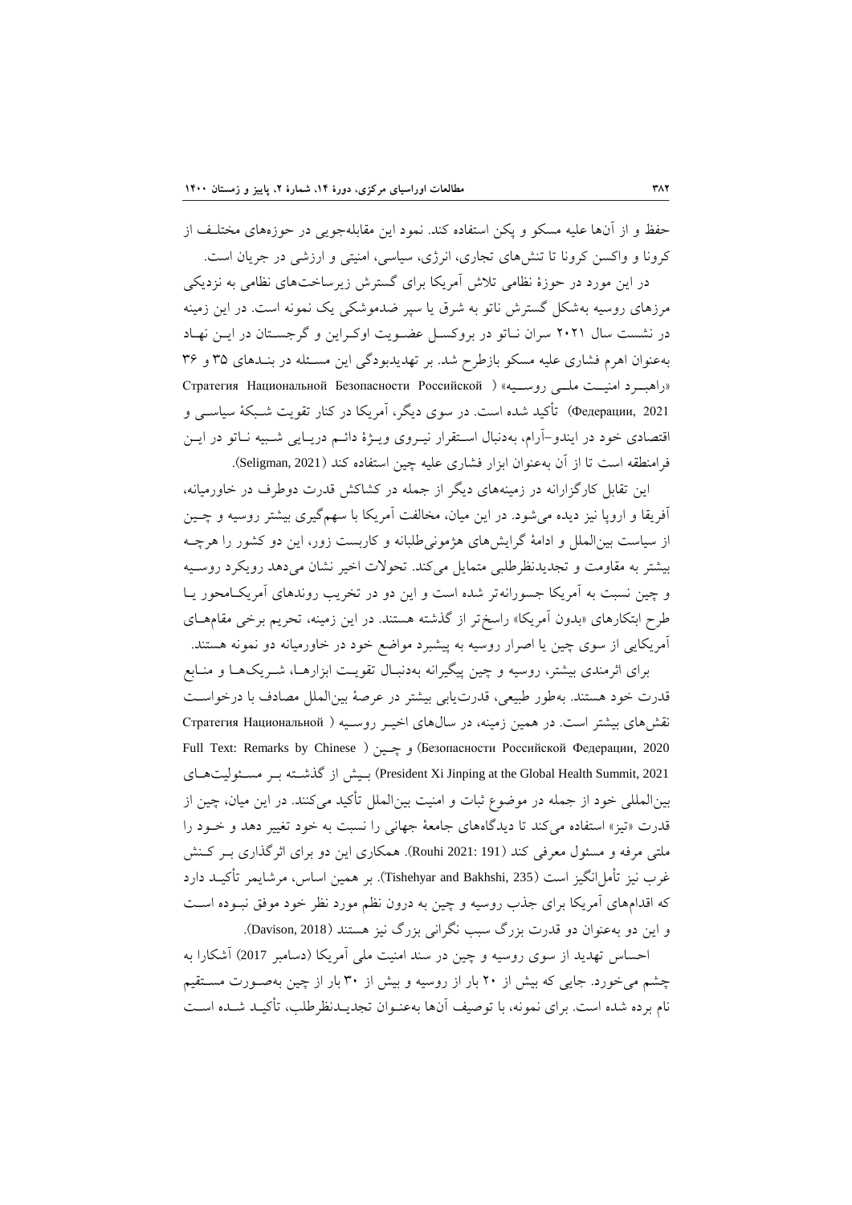حفظ و از آن‌ها علیه مسکو و پکن استفاده کند. نمود این مقابله‌جویی در حوزه‌های مختلف از کرونا و واکسن کرونا تا تنش‌های تجاری، انرژی، سیاسی، امنیتی و ارزشی در جریان است.

در این مورد در حوزهٔ نظامی تلاش آمریکا برای گسترش زیرساخت‌های نظامی به نزدیکی مرزهای روسیه به‌شکل گسترش ناتو به شرق یا سپر ضدموشکی یک نمونه است. در این زمینه در نشست سال ۲۰۲۱ سران ناتو در بروکسل عضویت اوکراین و گرجستان در این نهاد به‌عنوان اهرم فشاری علیه مسکو بازطرح شد. بر تهدیدبودگی این مسئله در بندهای ۳۵ و ۳۶ «راهبرد امنیت ملی روسیه» (Стратегия Национальной Безопасности Российской Федерации, 2021) تأکید شده است. در سوی دیگر، آمریکا در کنار تقویت شبکهٔ سیاسی و اقتصادی خود در ایندو-آرام، به‌دنبال استقرار نیروی ویژهٔ دائم دریایی شبیه ناتو در این فرامنطقه است تا از آن به‌عنوان ابزار فشاری علیه چین استفاده کند (Seligman, 2021).

این تقابل کارگزارانه در زمینه‌های دیگر از جمله در کشاکش قدرت دوطرف در خاورمیانه، آفریقا و اروپا نیز دیده می‌شود. در این میان، مخالفت آمریکا با سهم‌گیری بیشتر روسیه و چین از سیاست بین‌الملل و ادامهٔ گرایش‌های هژمونی‌طلبانه و کاربست زور، این دو کشور را هرچه بیشتر به مقاومت و تجدیدنظرطلبی متمایل می‌کند. تحولات اخیر نشان می‌دهد رویکرد روسیه و چین نسبت به آمریکا جسورانه‌تر شده است و این دو در تخریب روندهای آمریکامحور یا طرح ابتکارهای «بدون آمریکا» راسخ‌تر از گذشته هستند. در این زمینه، تحریم برخی مقام‌های آمریکایی از سوی چین یا اصرار روسیه به پیشبرد مواضع خود در خاورمیانه دو نمونه هستند.

برای اثرمندی بیشتر، روسیه و چین پیگیرانه به‌دنبال تقویت ابزارها، شریک‌ها و منابع قدرت خود هستند. به‌طور طبیعی، قدرت‌یابی بیشتر در عرصهٔ بین‌الملل مصادف با درخواست نقش‌های بیشتر است. در همین زمینه، در سال‌های اخیر روسیه (Стратегия Национальной Безопасности Российской Федерации, 2020) و چین (Full Text: Remarks by Chinese President Xi Jinping at the Global Health Summit, 2021) بیش از گذشته بر مسئولیت‌های بین‌المللی خود از جمله در موضوع ثبات و امنیت بین‌الملل تأکید می‌کنند. در این میان، چین از قدرت «تیز» استفاده می‌کند تا دیدگاه‌های جامعهٔ جهانی را نسبت به خود تغییر دهد و خود را ملتی مرفه و مسئول معرفی کند (Rouhi 2021: 191). همکاری این دو برای اثرگذاری بر کنش غرب نیز تأمل‌انگیز است (Tishehyar and Bakhshi, 235). بر همین اساس، مرشایمر تأکید دارد که اقدام‌های آمریکا برای جذب روسیه و چین به درون نظم مورد نظر خود موفق نبوده است و این دو به‌عنوان دو قدرت بزرگ سبب نگرانی بزرگ نیز هستند (Davison, 2018).

احساس تهدید از سوی روسیه و چین در سند امنیت ملی آمریکا (دسامبر 2017) آشکارا به چشم می‌خورد. جایی که بیش از ۲۰ بار از روسیه و بیش از ۳۰ بار از چین به‌صورت مستقیم نام برده شده است. برای نمونه، با توصیف آن‌ها به‌عنوان تجدیدنظرطلب، تأکید شده است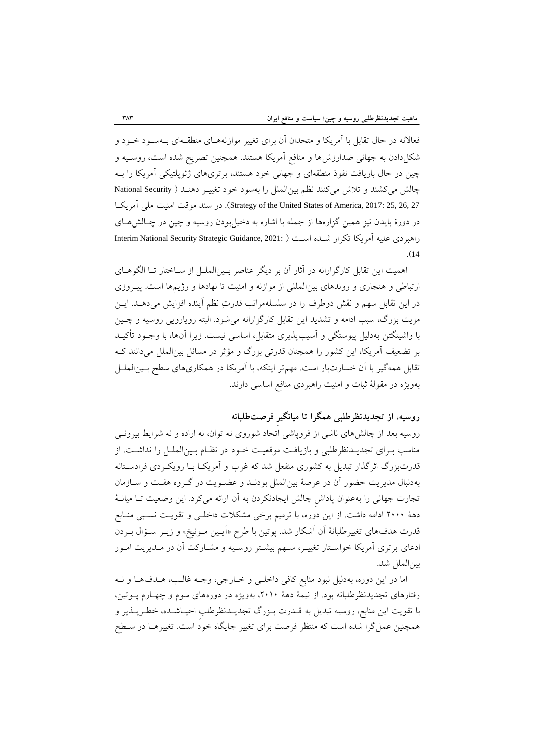فعالانه در حال تقابل با آمریکا و متحدان آن برای تغییر موازنه‌های منطقه‌ای به‌سود خود و شکل‌دادن به جهانی ضدارزش‌ها و منافع آمریکا هستند. همچنین تصریح شده است، روسیه و چین در حال بازیافت نفوذ منطقه‌ای و جهانی خود هستند، برتری‌های ژئوپلتیکی آمریکا را به چالش می‌کشند و تلاش می‌کنند نظم بین‌الملل را به‌سود خود تغییر دهند (National Security Strategy of the United States of America, 2017: 25, 26, 27). در سند موقت امنیت ملی آمریکا در دورهٔ بایدن نیز همین گزاره‌ها از جمله با اشاره به دخیل‌بودن روسیه و چین در چالش‌های راهبردی علیه آمریکا تکرار شده است (Interim National Security Strategic Guidance, 2021: 14).

اهمیت این تقابل کارگزارانه در آثار آن بر دیگر عناصر بین‌الملل از ساختار تا الگوهای ارتباطی و هنجاری و روندهای بین‌المللی از موازنه و امنیت تا نهادها و رژیم‌ها است. پیروزی در این تقابل سهم و نقش دوطرف را در سلسله‌مراتب قدرتِ نظم آینده افزایش می‌دهد. این مزیت بزرگ، سبب ادامه و تشدید این تقابل کارگزارانه می‌شود. البته رویارویی روسیه و چین با واشینگتن به‌دلیل پیوستگی و آسیب‌پذیری متقابل، اساسی نیست. زیرا آن‌ها، با وجود تأکید بر تضعیف آمریکا، این کشور را همچنان قدرتی بزرگ و مؤثر در مسائل بین‌الملل می‌دانند که تقابل همه‌گیر با آن خسارت‌بار است. مهم‌تر اینکه، با آمریکا در همکاری‌های سطح بین‌الملل به‌ویژه در مقولهٔ ثبات و امنیت راهبردی منافع اساسی دارند.

## روسیه، از تجدیدنظرطلبی همگرا تا میانگیرِ فرصت‌طلبانه

روسیه بعد از چالش‌های ناشی از فروپاشی اتحاد شوروی نه توان، نه اراده و نه شرایط بیرونی مناسب برای تجدیدنظرطلبی و بازیافت موقعیت خود در نظام بین‌الملل را نداشت. از قدرت‌بزرگ اثرگذار تبدیل به کشوری منفعل شد که غرب و آمریکا با رویکردی فرادستانه به‌دنبال مدیریت حضور آن در عرصهٔ بین‌الملل بودند و عضویت در گروه هفت و سازمان تجارت جهانی را به‌عنوان پاداشِ چالش ایجادنکردن به آن ارائه می‌کرد. این وضعیت تا میانهٔ دههٔ ۲۰۰۰ ادامه داشت. از این دوره، با ترمیم برخی مشکلات داخلی و تقویت نسبی منابع قدرت هدف‌های تغییرطلبانهٔ آن آشکار شد. پوتین با طرح «آیین مونیخ» و زیر سؤال بردن ادعای برتری آمریکا خواستار تغییر، سهم بیشتر روسیه و مشارکت آن در مدیریت امور بین‌الملل شد.

اما در این دوره، به‌دلیل نبود منابع کافی داخلی و خارجی، وجه غالب، هدف‌ها و نه رفتارهای تجدیدنظرطلبانه بود. از نیمهٔ دههٔ ۲۰۱۰، به‌ویژه در دوره‌های سوم و چهارم پوتین، با تقویت این منابع، روسیه تبدیل به قدرت بزرگ تجدیدنظرطلبِ احیاشده، خطرپذیر و همچنین عمل‌گرا شده است که منتظر فرصت برای تغییر جایگاه خود است. تغییرها در سطح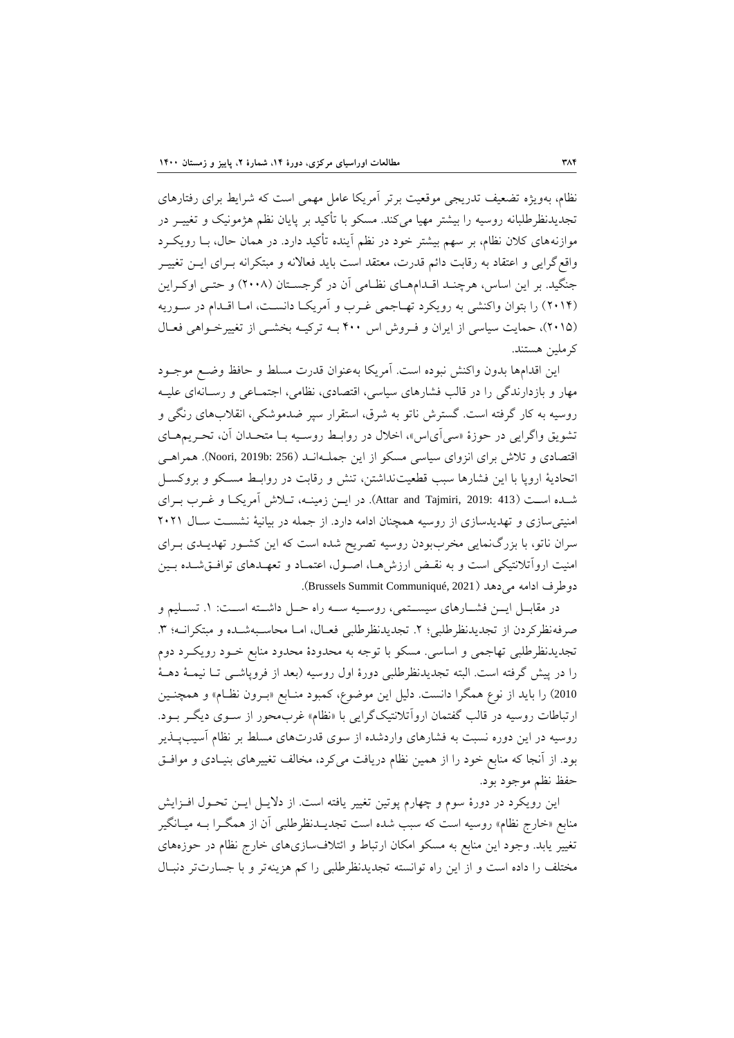نظام، به‌ویژه تضعیف تدریجی موقعیت برتر آمریکا عامل مهمی است که شرایط برای رفتارهای تجدیدنظرطلبانه روسیه را بیشتر مهیا می‌کند. مسکو با تأکید بر پایان نظم هژمونیک و تغییر در موازنه‌های کلان نظام، بر سهم بیشتر خود در نظم آینده تأکید دارد. در همان حال، با رویکرد واقع‌گرایی و اعتقاد به رقابت دائم قدرت، معتقد است باید فعالانه و مبتکرانه برای این تغییر جنگید. بر این اساس، هرچند اقدام‌های نظامی آن در گرجستان (۲۰۰۸) و حتی اوکراین (۲۰۱۴) را بتوان واکنشی به رویکرد تهاجمی غرب و آمریکا دانست، اما اقدام در سوریه (۲۰۱۵)، حمایت سیاسی از ایران و فروش اس ۴۰۰ به ترکیه بخشی از تغییرخواهی فعال کرملین هستند.

این اقدام‌ها بدون واکنش نبوده است. آمریکا به‌عنوان قدرت مسلط و حافظ وضع موجود مهار و بازدارندگی را در قالب فشارهای سیاسی، اقتصادی، نظامی، اجتماعی و رسانه‌ای علیه روسیه به کار گرفته است. گسترش ناتو به شرق، استقرار سپر ضدموشکی، انقلاب‌های رنگی و تشویق واگرایی در حوزهٔ «سی‌آی‌اس»، اخلال در روابط روسیه با متحدان آن، تحریم‌های اقتصادی و تلاش برای انزوای سیاسی مسکو از این جمله‌اند (Noori, 2019b: 256). همراهی اتحادیهٔ اروپا با این فشارها سبب قطعیت‌نداشتن، تنش و رقابت در روابط مسکو و بروکسل شده است (Attar and Tajmiri, 2019: 413). در این زمینه، تلاش آمریکا و غرب برای امنیتی‌سازی و تهدیدسازی از روسیه همچنان ادامه دارد. از جمله در بیانیهٔ نشست سال ۲۰۲۱ سران ناتو، با بزرگ‌نمایی مخرب‌بودن روسیه تصریح شده است که این کشور تهدیدی برای امنیت اروآتلانتیکی است و به نقض ارزش‌ها، اصول، اعتماد و تعهدهای توافق‌شده بین دوطرف ادامه می‌دهد (Brussels Summit Communiqué, 2021).

در مقابل این فشارهای سیستمی، روسیه سه راه حل داشته است: ۱. تسلیم و صرفه‌نظرکردن از تجدیدنظرطلبی؛ ۲. تجدیدنظرطلبی فعال، اما محاسبه‌شده و مبتکرانه؛ ۳. تجدیدنظرطلبی تهاجمی و اساسی. مسکو با توجه به محدودهٔ محدود منابع خود رویکرد دوم را در پیش گرفته است. البته تجدیدنظرطلبی دورهٔ اول روسیه (بعد از فروپاشی تا نیمهٔ دههٔ 2010) را باید از نوع همگرا دانست. دلیل این موضوع، کمبود منابع «برون نظام» و همچنین ارتباطات روسیه در قالب گفتمان اروآتلانتیک‌گرایی با «نظام» غرب‌محور از سوی دیگر بود. روسیه در این دوره نسبت به فشارهای واردشده از سوی قدرت‌های مسلط بر نظام آسیب‌پذیر بود. از آنجا که منابع خود را از همین نظام دریافت می‌کرد، مخالف تغییرهای بنیادی و موافق حفظ نظم موجود بود.

این رویکرد در دورهٔ سوم و چهارم پوتین تغییر یافته است. از دلایل این تحول افزایش منابع «خارج نظام» روسیه است که سبب شده است تجدیدنظرطلبی آن از همگرا به میانگیر تغییر یابد. وجود این منابع به مسکو امکان ارتباط و ائتلاف‌سازی‌های خارج نظام در حوزه‌های مختلف را داده است و از این راه توانسته تجدیدنظرطلبی را کم هزینه‌تر و با جسارت‌تر دنبال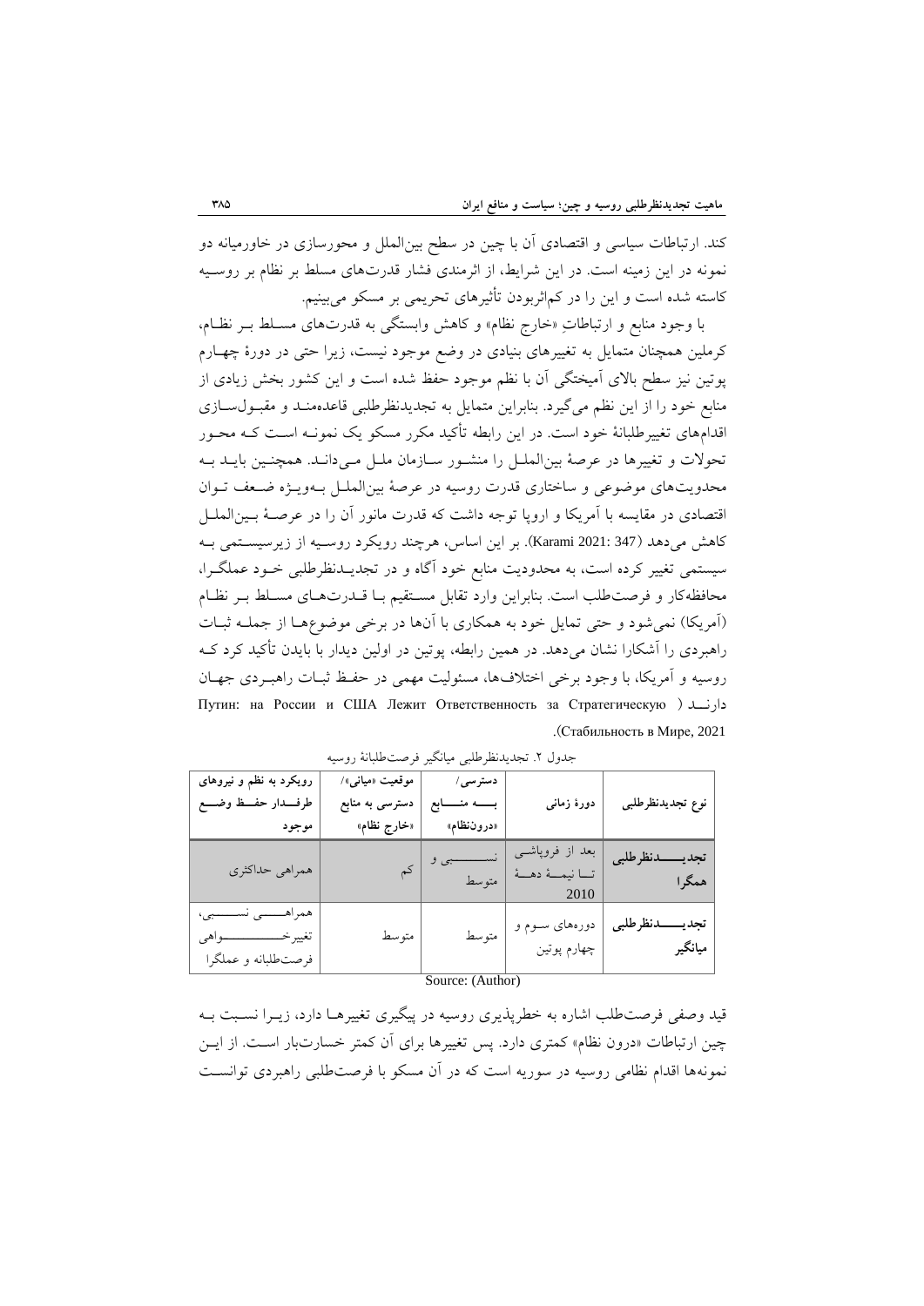کند. ارتباطات سیاسی و اقتصادی آن با چین در سطح بین‌الملل و محورسازی در خاورمیانه دو نمونه در این زمینه است. در این شرایط، از اثرمندی فشار قدرت‌های مسلط بر نظام بر روسیه کاسته شده است و این را در کم‌اثربودن تأثیرهای تحریمی بر مسکو می‌بینیم.

با وجود منابع و ارتباطاتِ «خارج نظام» و کاهش وابستگی به قدرت‌های مسلط بر نظام، کرملین همچنان متمایل به تغییرهای بنیادی در وضع موجود نیست، زیرا حتی در دورهٔ چهارم پوتین نیز سطح بالای آمیختگی آن با نظم موجود حفظ شده است و این کشور بخش زیادی از منابع خود را از این نظم می‌گیرد. بنابراین متمایل به تجدیدنظرطلبی قاعده‌مند و مقبول‌سازی اقدام‌های تغییرطلبانهٔ خود است. در این رابطه تأکید مکرر مسکو یک نمونه است که محور تحولات و تغییرها در عرصهٔ بین‌الملل را منشور سازمان ملل می‌داند. همچنین باید به محدودیت‌های موضوعی و ساختاری قدرت روسیه در عرصهٔ بین‌الملل به‌ویژه ضعف توان اقتصادی در مقایسه با آمریکا و اروپا توجه داشت که قدرت مانور آن را در عرصهٔ بین‌الملل کاهش می‌دهد (Karami 2021: 347). بر این اساس، هرچند رویکرد روسیه از زیرسیستمی به سیستمی تغییر کرده است، به محدودیت منابع خود آگاه و در تجدیدنظرطلبی خود عملگرا، محافظه‌کار و فرصت‌طلب است. بنابراین وارد تقابل مستقیم با قدرت‌های مسلط بر نظام (آمریکا) نمی‌شود و حتی تمایل خود به همکاری با آن‌ها در برخی موضوع‌ها از جمله ثبات راهبردی را آشکارا نشان می‌دهد. در همین رابطه، پوتین در اولین دیدار با بایدن تأکید کرد که روسیه و آمریکا، با وجود برخی اختلاف‌ها، مسئولیت مهمی در حفظ ثبات راهبردی جهان دارند (Путин: на России и США Лежит Ответственность за Стратегическую Стабильность в Мире, 2021).

جدول ۲. تجدیدنظرطلبی میانگیر فرصت‌طلبانهٔ روسیه

| نوع تجدیدنظرطلبی | دورهٔ زمانی | دسترسی/ بسته منابع «درون‌نظام» | موقعیت «میانی»/ دسترسی به منابع «خارج نظام» | رویکرد به نظم و نیروهای طرفدار حفظ وضع موجود |
|---|---|---|---|---|
| **تجدیدنظرطلبی همگرا** | بعد از فروپاشی تا نیمهٔ دههٔ 2010 | نسبی و متوسط | کم | همراهی حداکثری |
| **تجدیدنظرطلبی میانگیر** | دوره‌های سوم و چهارم پوتین | متوسط | متوسط | همراهی نسبی، تغییرخواهی فرصت‌طلبانه و عملگرا |

Source: (Author)

قید وصفی فرصت‌طلب اشاره به خطرپذیری روسیه در پیگیری تغییرها دارد، زیرا نسبت به چین ارتباطات «درون نظام» کمتری دارد. پس تغییرها برای آن کمتر خسارت‌بار است. از این نمونه‌ها اقدام نظامی روسیه در سوریه است که در آن مسکو با فرصت‌طلبی راهبردی توانست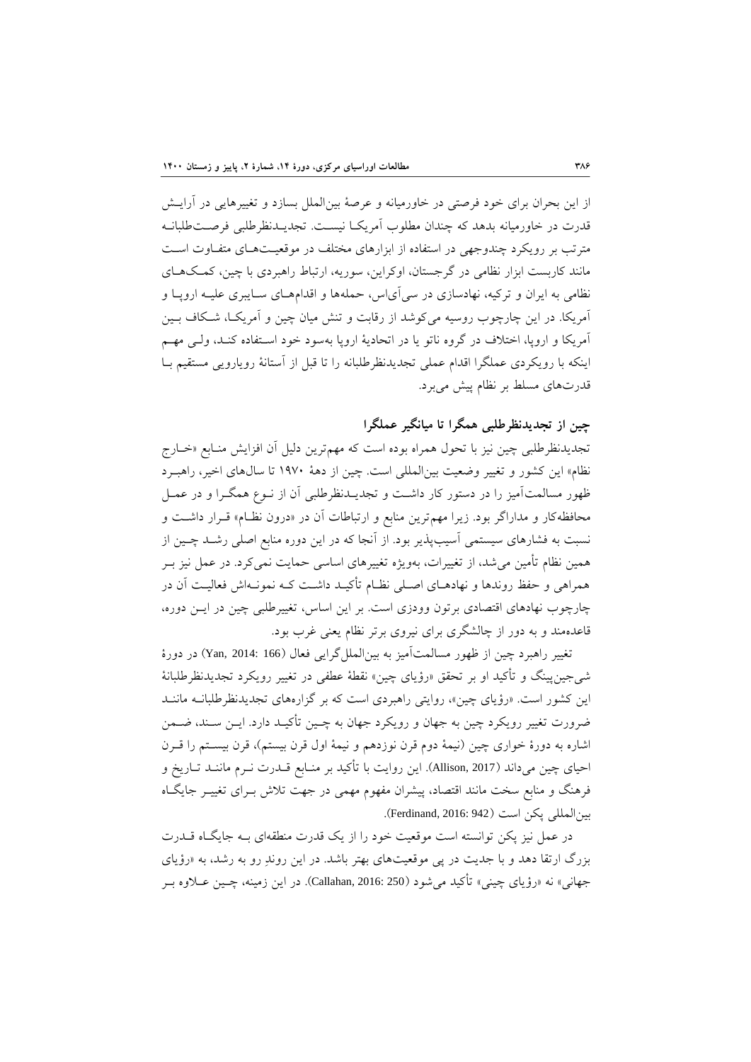از این بحران برای خود فرصتی در خاورمیانه و عرصهٔ بین‌الملل بسازد و تغییرهایی در آرایش قدرت در خاورمیانه بدهد که چندان مطلوب آمریکا نیست. تجدیدنظرطلبی فرصت‌طلبانه مترتب بر رویکرد چندوجهی در استفاده از ابزارهای مختلف در موقعیت‌های متفاوت است مانند کاربست ابزار نظامی در گرجستان، اوکراین، سوریه، ارتباط راهبردی با چین، کمک‌های نظامی به ایران و ترکیه، نهادسازی در سی‌آی‌اس، حمله‌ها و اقدام‌های سایبری علیه اروپا و آمریکا. در این چارچوب روسیه می‌کوشد از رقابت و تنش میان چین و آمریکا، شکاف بین آمریکا و اروپا، اختلاف در گروه ناتو یا در اتحادیهٔ اروپا به‌سود خود استفاده کند، ولی مهم اینکه با رویکردی عملگرا اقدام عملی تجدیدنظرطلبانه را تا قبل از آستانهٔ رویارویی مستقیم با قدرت‌های مسلط بر نظام پیش می‌برد.

## چین از تجدیدنظرطلبی همگرا تا میانگیر عملگرا

تجدیدنظرطلبی چین نیز با تحول همراه بوده است که مهم‌ترین دلیل آن افزایش منابع «خارج نظام» این کشور و تغییر وضعیت بین‌المللی است. چین از دههٔ ۱۹۷۰ تا سال‌های اخیر، راهبرد ظهور مسالمت‌آمیز را در دستور کار داشت و تجدیدنظرطلبی آن از نوع همگرا و در عمل محافظه‌کار و مداراگر بود. زیرا مهم‌ترین منابع و ارتباطات آن در «درون نظام» قرار داشت و نسبت به فشارهای سیستمی آسیب‌پذیر بود. از آنجا که در این دوره منابع اصلی رشد چین از همین نظام تأمین می‌شد، از تغییرات، به‌ویژه تغییرهای اساسی حمایت نمی‌کرد. در عمل نیز بر همراهی و حفظ روندها و نهادهای اصلی نظام تأکید داشت که نمونه‌اش فعالیت آن در چارچوب نهادهای اقتصادی برتون وودزی است. بر این اساس، تغییرطلبی چین در این دوره، قاعده‌مند و به دور از چالشگری برای نیروی برتر نظام یعنی غرب بود.

تغییر راهبرد چین از ظهور مسالمت‌آمیز به بین‌الملل‌گرایی فعال (Yan, 2014: 166) در دورهٔ شی‌جین‌پینگ و تأکید او بر تحقق «رؤیای چین» نقطهٔ عطفی در تغییر رویکرد تجدیدنظرطلبانهٔ این کشور است. «رؤیای چین»، روایتی راهبردی است که بر گزاره‌های تجدیدنظرطلبانه مانند ضرورت تغییر رویکرد چین به جهان و رویکرد جهان به چین تأکید دارد. این سند، ضمن اشاره به دورهٔ خواری چین (نیمهٔ دوم قرن نوزدهم و نیمهٔ اول قرن بیستم)، قرن بیستم را قرن احیای چین می‌داند (Allison, 2017). این روایت با تأکید بر منابع قدرت نرم مانند تاریخ و فرهنگ و منابع سخت مانند اقتصاد، پیشران مفهوم مهمی در جهت تلاش برای تغییر جایگاه بین‌المللی پکن است (Ferdinand, 2016: 942).

در عمل نیز پکن توانسته است موقعیت خود را از یک قدرت منطقه‌ای به جایگاه قدرت بزرگ ارتقا دهد و با جدیت در پی موقعیت‌های بهتر باشد. در این روندِ رو به رشد، به «رؤیای جهانی» نه «رؤیای چینی» تأکید می‌شود (Callahan, 2016: 250). در این زمینه، چین علاوه بر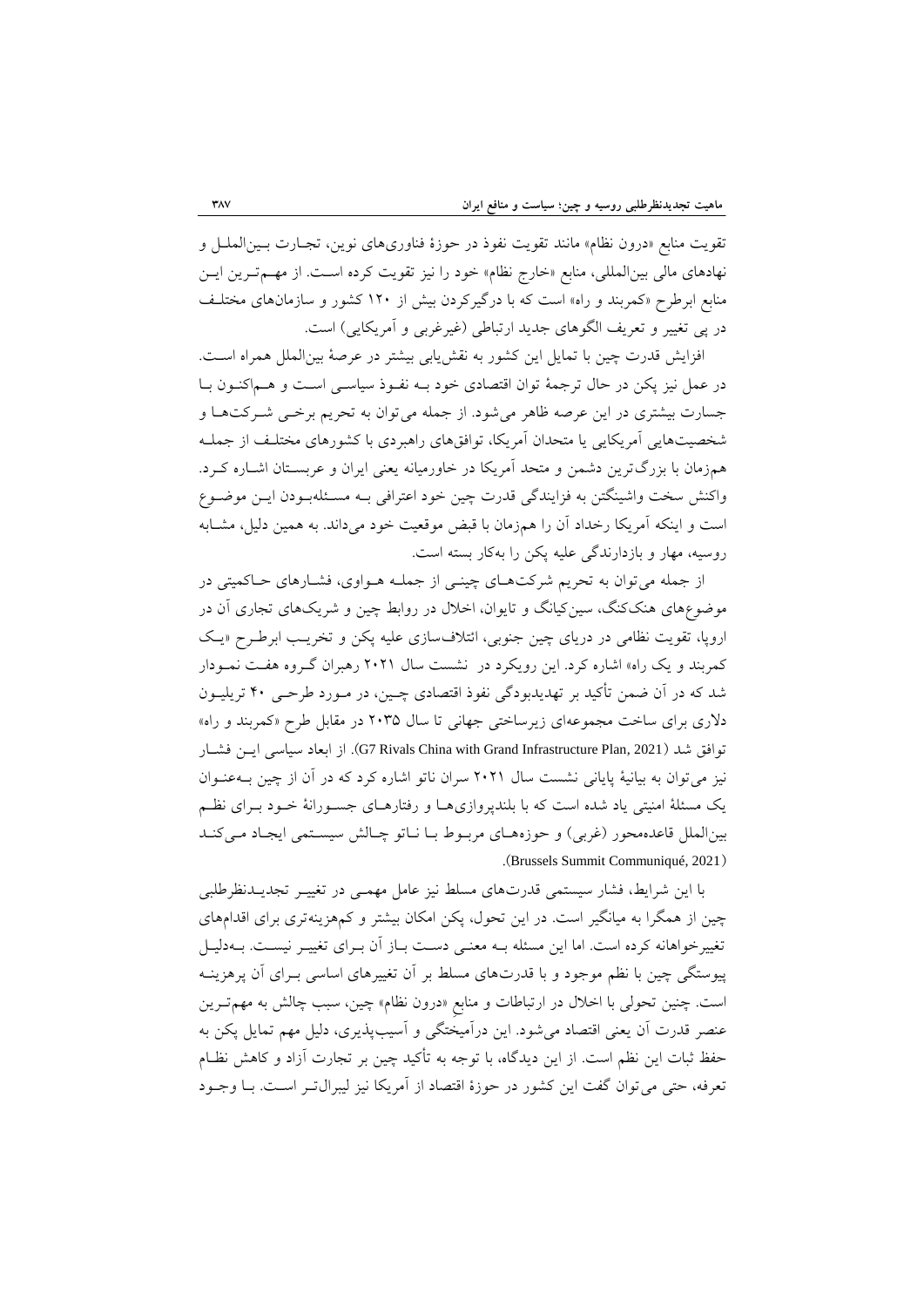تقویت منابع «درون نظام» مانند تقویت نفوذ در حوزهٔ فناوری‌های نوین، تجارت بین‌الملل و نهادهای مالی بین‌المللی، منابع «خارج نظام» خود را نیز تقویت کرده است. از مهم‌ترین این منابع ابرطرح «کمربند و راه» است که با درگیرکردن بیش از ۱۲۰ کشور و سازمان‌های مختلف در پی تغییر و تعریف الگوهای جدید ارتباطی (غیرغربی و آمریکایی) است.

افزایش قدرت چین با تمایل این کشور به نقش‌یابی بیشتر در عرصهٔ بین‌الملل همراه است. در عمل نیز پکن در حال ترجمهٔ توان اقتصادی خود به نفوذ سیاسی است و هم‌اکنون با جسارت بیشتری در این عرصه ظاهر می‌شود. از جمله می‌توان به تحریم برخی شرکت‌ها و شخصیت‌هایی آمریکایی یا متحدان آمریکا، توافق‌های راهبردی با کشورهای مختلف از جمله هم‌زمان با بزرگ‌ترین دشمن و متحد آمریکا در خاورمیانه یعنی ایران و عربستان اشاره کرد. واکنش سخت واشینگتن به فزایندگی قدرت چین خود اعترافی به مسئله‌بودن این موضوع است و اینکه آمریکا رخداد آن را هم‌زمان با قبض موقعیت خود می‌داند. به همین دلیل، مشابه روسیه، مهار و بازدارندگی علیه پکن را به‌کار بسته است.

از جمله می‌توان به تحریم شرکت‌های چینی از جمله هواوی، فشارهای حاکمیتی در موضوع‌های هنگ‌کنگ، سین‌کیانگ و تایوان، اخلال در روابط چین و شریک‌های تجاری آن در اروپا، تقویت نظامی در دریای چین جنوبی، ائتلاف‌سازی علیه پکن و تخریب ابرطرح «یک کمربند و یک راه» اشاره کرد. این رویکرد در نشست سال ۲۰۲۱ رهبران گروه هفت نمودار شد که در آن ضمن تأکید بر تهدیدبودگی نفوذ اقتصادی چین، در مورد طرحی ۴۰ تریلیون دلاری برای ساخت مجموعه‌ای زیرساختی جهانی تا سال ۲۰۳۵ در مقابل طرح «کمربند و راه» توافق شد (G7 Rivals China with Grand Infrastructure Plan, 2021). از ابعاد سیاسی این فشار نیز می‌توان به بیانیهٔ پایانی نشست سال ۲۰۲۱ سران ناتو اشاره کرد که در آن از چین به‌عنوان یک مسئلهٔ امنیتی یاد شده است که با بلندپروازی‌ها و رفتارهای جسورانهٔ خود برای نظم بین‌الملل قاعده‌محور (غربی) و حوزه‌های مربوط با ناتو چالش سیستمی ایجاد می‌کند (Brussels Summit Communiqué, 2021).

با این شرایط، فشار سیستمی قدرت‌های مسلط نیز عامل مهمی در تغییر تجدیدنظرطلبی چین از همگرا به میانگیر است. در این تحول، پکن امکان بیشتر و کم‌هزینه‌تری برای اقدام‌های تغییرخواهانه کرده است. اما این مسئله به معنی دست باز آن برای تغییر نیست. به‌دلیل پیوستگی چین با نظم موجود و با قدرت‌های مسلط بر آن تغییرهای اساسی برای آن پرهزینه است. چنین تحولی با اخلال در ارتباطات و منابع «درون نظام» چین، سبب چالش به مهم‌ترین عنصر قدرت آن یعنی اقتصاد می‌شود. این درآمیختگی و آسیب‌پذیری، دلیل مهم تمایل پکن به حفظ ثبات این نظم است. از این دیدگاه، با توجه به تأکید چین بر تجارت آزاد و کاهش نظام تعرفه، حتی می‌توان گفت این کشور در حوزهٔ اقتصاد از آمریکا نیز لیبرال‌تر است. با وجود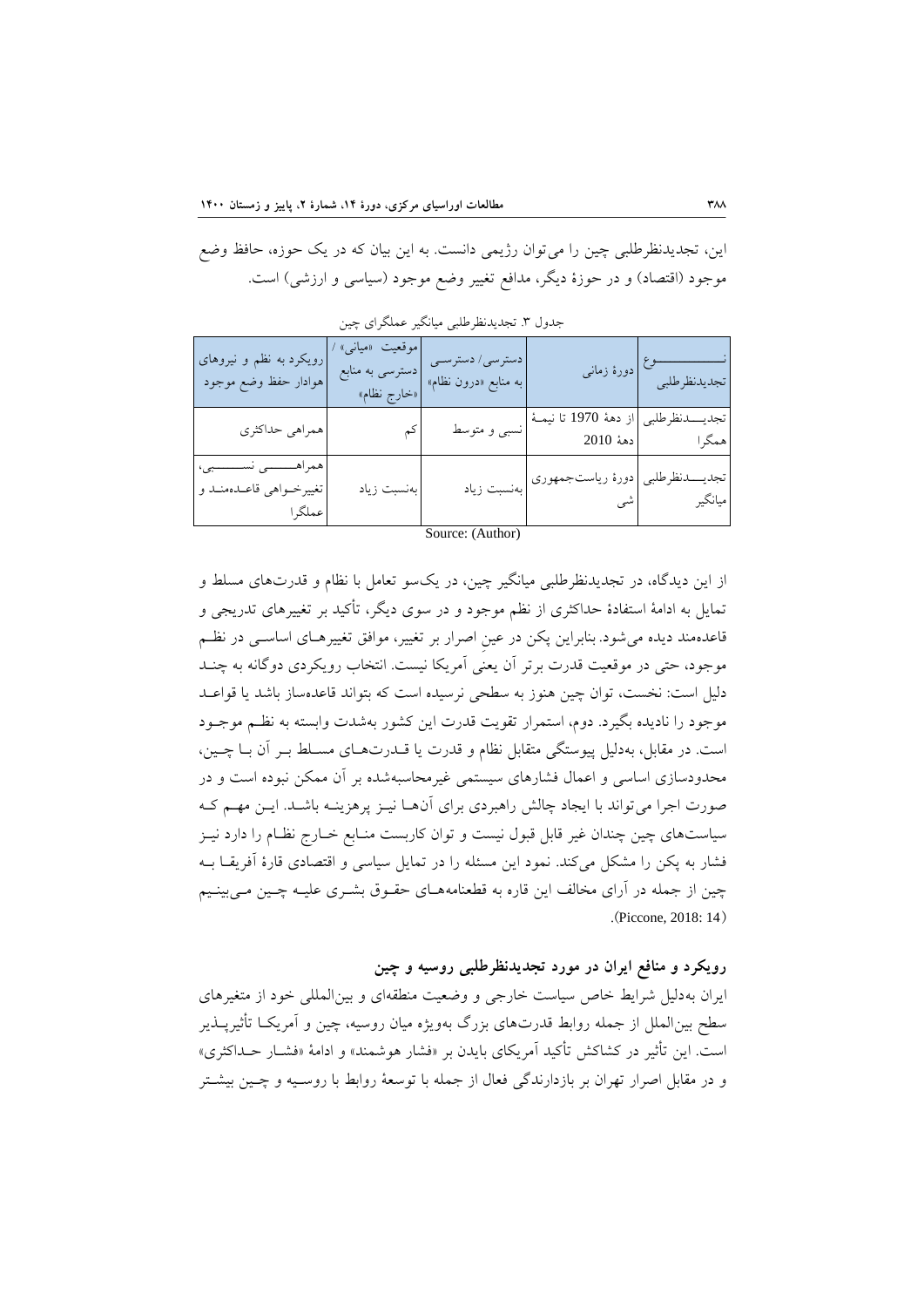این، تجدیدنظرطلبی چین را می‌توان رژیمی دانست. به این بیان که در یک حوزه، حافظ وضع موجود (اقتصاد) و در حوزهٔ دیگر، مدافع تغییر وضع موجود (سیاسی و ارزشی) است.

جدول ۳. تجدیدنظرطلبی میانگیر عملگرای چین

| نوع تجدیدنظرطلبی | دورهٔ زمانی | دسترسی/ دسترسی به منابع «درون نظام» | موقعیت «میانی» / دسترسی به منابع «خارج نظام» | رویکرد به نظم و نیروهای هوادار حفظ وضع موجود |
|---|---|---|---|---|
| تجدیدنظرطلبی همگرا | از دههٔ 1970 تا نیمهٔ دههٔ 2010 | نسبی و متوسط | کم | همراهی حداکثری |
| تجدیدنظرطلبی میانگیر | دورهٔ ریاست‌جمهوری شی | به‌نسبت زیاد | به‌نسبت زیاد | همراهی نسبی، تغییرخواهی قاعده‌مند و عملگرا |

Source: (Author)

از این دیدگاه، در تجدیدنظرطلبی میانگیر چین، در یک‌سو تعامل با نظام و قدرت‌های مسلط و تمایل به ادامهٔ استفادهٔ حداکثری از نظم موجود و در سوی دیگر، تأکید بر تغییرهای تدریجی و قاعده‌مند دیده می‌شود. بنابراین پکن در عینِ اصرار بر تغییر، موافق تغییرهای اساسی در نظم موجود، حتی در موقعیت قدرت برتر آن یعنی آمریکا نیست. انتخاب رویکردی دوگانه به چند دلیل است: نخست، توان چین هنوز به سطحی نرسیده است که بتواند قاعده‌ساز باشد یا قواعد موجود را نادیده بگیرد. دوم، استمرار تقویت قدرت این کشور به‌شدت وابسته به نظم موجود است. در مقابل، به‌دلیل پیوستگی متقابل نظام و قدرت یا قدرت‌های مسلط بر آن با چین، محدودسازی اساسی و اعمال فشارهای سیستمی غیرمحاسبه‌شده بر آن ممکن نبوده است و در صورت اجرا می‌تواند با ایجاد چالش راهبردی برای آن‌ها نیز پرهزینه باشد. این مهم که سیاست‌های چین چندان غیر قابل قبول نیست و توان کاربست منابع خارج نظام را دارد نیز فشار به پکن را مشکل می‌کند. نمود این مسئله را در تمایل سیاسی و اقتصادی قارهٔ آفریقا به چین از جمله در آرای مخالف این قاره به قطعنامه‌های حقوق بشری علیه چین می‌بینیم (Piccone, 2018: 14).

### رویکرد و منافع ایران در مورد تجدیدنظرطلبی روسیه و چین

ایران به‌دلیل شرایط خاص سیاست خارجی و وضعیت منطقه‌ای و بین‌المللی خود از متغیرهای سطح بین‌الملل از جمله روابط قدرت‌های بزرگ به‌ویژه میان روسیه، چین و آمریکا تأثیرپذیر است. این تأثیر در کشاکش تأکید آمریکای بایدن بر «فشار هوشمند» و ادامهٔ «فشار حداکثری» و در مقابل اصرار تهران بر بازدارندگی فعال از جمله با توسعهٔ روابط با روسیه و چین بیشتر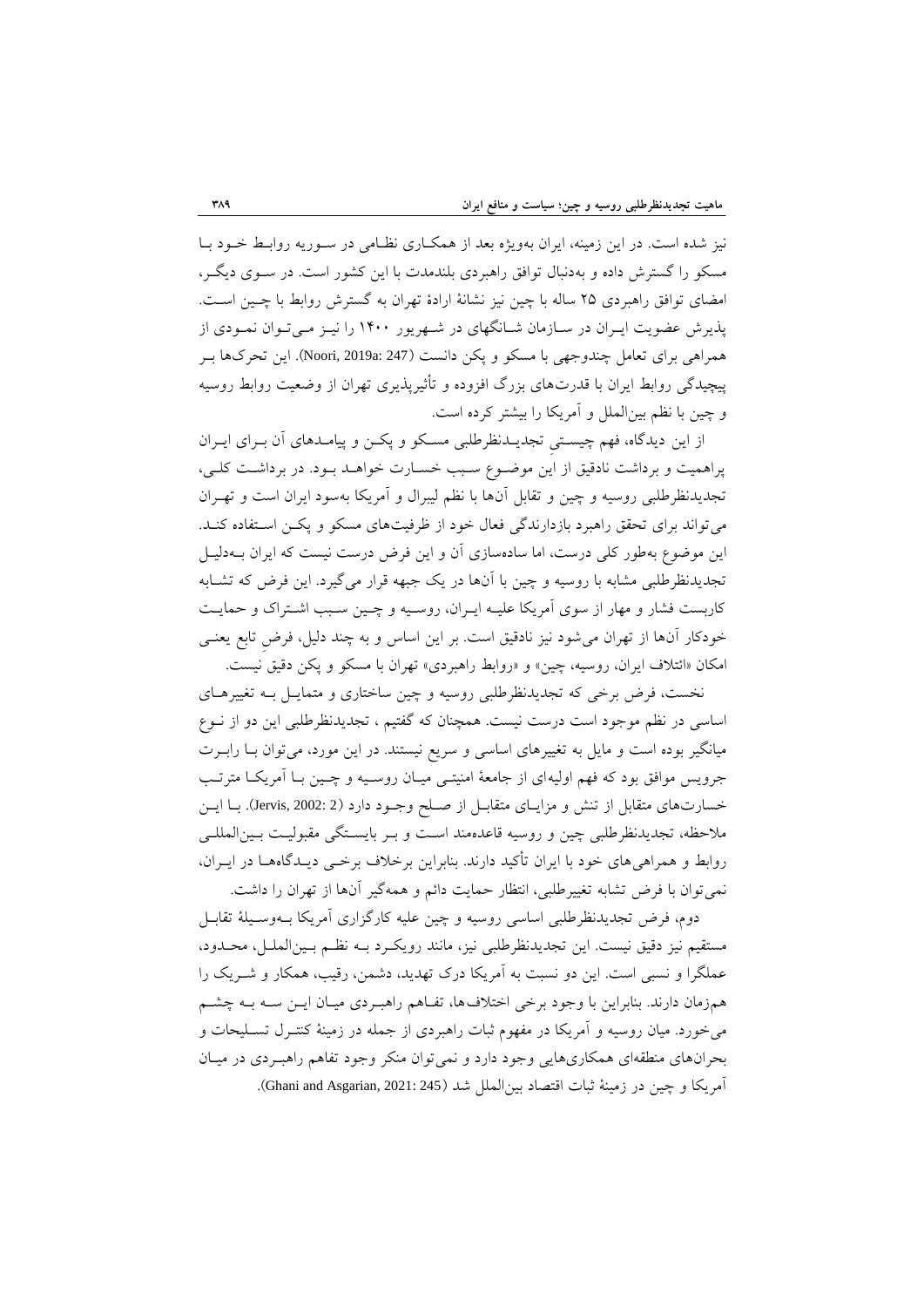نیز شده است. در این زمینه، ایران به‌ویژه بعد از همکاری نظامی در سوریه روابط خود با مسکو را گسترش داده و به‌دنبال توافق راهبردی بلندمدت با این کشور است. در سوی دیگر، امضای توافق راهبردی ۲۵ ساله با چین نیز نشانهٔ ارادهٔ تهران به گسترش روابط با چین است. پذیرش عضویت ایران در سازمان شانگهای در شهریور ۱۴۰۰ را نیز می‌توان نمودی از همراهی برای تعامل چندوجهی با مسکو و پکن دانست (Noori, 2019a: 247). این تحرک‌ها بر پیچیدگی روابط ایران با قدرت‌های بزرگ افزوده و تأثیرپذیری تهران از وضعیت روابط روسیه و چین با نظم بین‌الملل و آمریکا را بیشتر کرده است.

از این دیدگاه، فهم چیستیِ تجدیدنظرطلبی مسکو و پکن و پیامدهای آن برای ایران پراهمیت و برداشت نادقیق از این موضوع سبب خسارت خواهد بود. در برداشت کلی، تجدیدنظرطلبی روسیه و چین و تقابل آن‌ها با نظم لیبرال و آمریکا به‌سود ایران است و تهران می‌تواند برای تحقق راهبرد بازدارندگی فعال خود از ظرفیت‌های مسکو و پکن استفاده کند. این موضوع به‌طور کلی درست، اما ساده‌سازی آن و این فرض درست نیست که ایران به‌دلیل تجدیدنظرطلبی مشابه با روسیه و چین با آن‌ها در یک جبهه قرار می‌گیرد. این فرض که تشابه کاربست فشار و مهار از سوی آمریکا علیه ایران، روسیه و چین سبب اشتراک و حمایت خودکار آن‌ها از تهران می‌شود نیز نادقیق است. بر این اساس و به چند دلیل، فرضِ تابع یعنی امکان «ائتلاف ایران، روسیه، چین» و «روابط راهبردی» تهران با مسکو و پکن دقیق نیست.

نخست، فرض برخی که تجدیدنظرطلبی روسیه و چین ساختاری و متمایل به تغییرهای اساسی در نظم موجود است درست نیست. همچنان که گفتیم ، تجدیدنظرطلبی این دو از نوع میانگیر بوده است و مایل به تغییرهای اساسی و سریع نیستند. در این مورد، می‌توان با رابرت جرویس موافق بود که فهم اولیه‌ای از جامعهٔ امنیتی میان روسیه و چین با آمریکا مترتب خسارت‌های متقابل از تنش و مزایای متقابل از صلح وجود دارد (Jervis, 2002: 2). با این ملاحظه، تجدیدنظرطلبی چین و روسیه قاعده‌مند است و بر بایستگی مقبولیت بین‌المللی روابط و همراهی‌های خود با ایران تأکید دارند. بنابراین برخلاف برخی دیدگاه‌ها در ایران، نمی‌توان با فرض تشابه تغییرطلبی، انتظار حمایت دائم و همه‌گیر آن‌ها از تهران را داشت.

دوم، فرض تجدیدنظرطلبی اساسی روسیه و چین علیه کارگزاری آمریکا به‌وسیلهٔ تقابل مستقیم نیز دقیق نیست. این تجدیدنظرطلبی نیز، مانند رویکرد به نظم بین‌الملل، محدود، عملگرا و نسبی است. این دو نسبت به آمریکا درک تهدید، دشمن، رقیب، همکار و شریک را هم‌زمان دارند. بنابراین با وجود برخی اختلاف‌ها، تفاهم راهبردی میان این سه به چشم می‌خورد. میان روسیه و آمریکا در مفهوم ثبات راهبردی از جمله در زمینهٔ کنترل تسلیحات و بحران‌های منطقه‌ای همکاری‌هایی وجود دارد و نمی‌توان منکر وجود تفاهم راهبردی در میان آمریکا و چین در زمینهٔ ثبات اقتصاد بین‌الملل شد (Ghani and Asgarian, 2021: 245).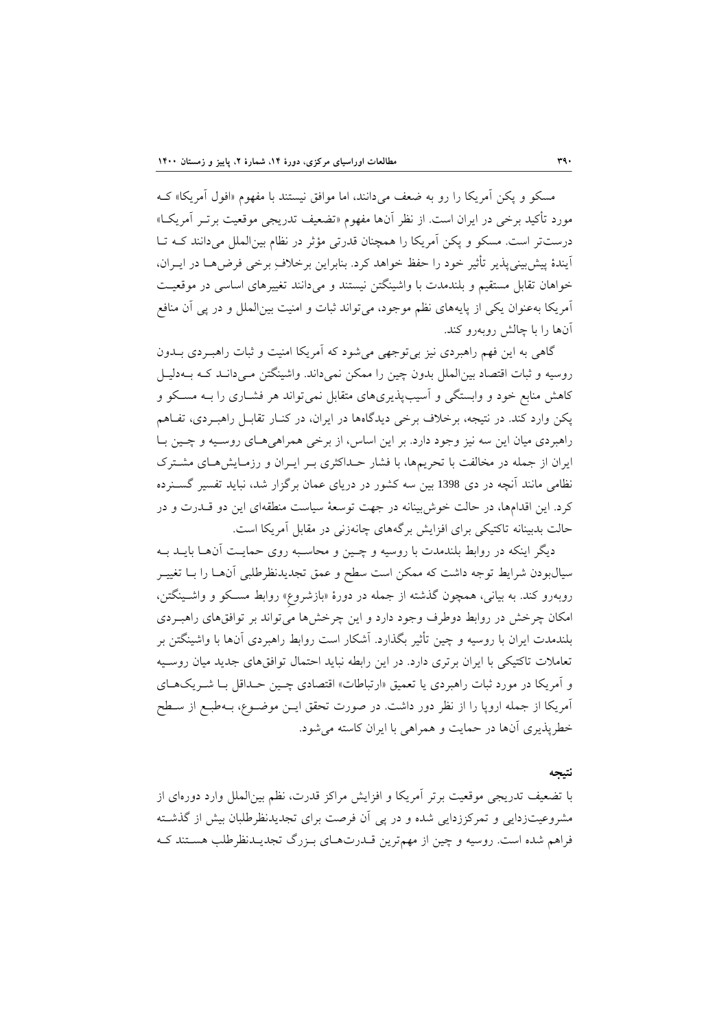مسکو و پکن آمریکا را رو به ضعف می‌دانند، اما موافق نیستند با مفهوم «افول آمریکا» که مورد تأکید برخی در ایران است. از نظر آن‌ها مفهوم «تضعیف تدریجی موقعیت برتر آمریکا» درست‌تر است. مسکو و پکن آمریکا را همچنان قدرتی مؤثر در نظام بین‌الملل می‌دانند که تا آیندهٔ پیش‌بینی‌پذیر تأثیر خود را حفظ خواهد کرد. بنابراین برخلافِ برخی فرض‌ها در ایران، خواهان تقابل مستقیم و بلندمدت با واشینگتن نیستند و می‌دانند تغییرهای اساسی در موقعیت آمریکا به‌عنوان یکی از پایه‌های نظم موجود، می‌تواند ثبات و امنیت بین‌الملل و در پی آن منافع آن‌ها را با چالش روبه‌رو کند.

گاهی به این فهم راهبردی نیز بی‌توجهی می‌شود که آمریکا امنیت و ثبات راهبردی بدون روسیه و ثبات اقتصاد بین‌الملل بدون چین را ممکن نمی‌داند. واشینگتن می‌داند که به‌دلیل کاهش منابع خود و وابستگی و آسیب‌پذیری‌های متقابل نمی‌تواند هر فشاری را به مسکو و پکن وارد کند. در نتیجه، برخلاف برخی دیدگاه‌ها در ایران، در کنار تقابل راهبردی، تفاهم راهبردی میان این سه نیز وجود دارد. بر این اساس، از برخی همراهی‌های روسیه و چین با ایران از جمله در مخالفت با تحریم‌ها، با فشار حداکثری بر ایران و رزمایش‌های مشترک نظامی مانند آنچه در دی 1398 بین سه کشور در دریای عمان برگزار شد، نباید تفسیر گسترده کرد. این اقدام‌ها، در حالت خوش‌بینانه در جهت توسعهٔ سیاست منطقه‌ای این دو قدرت و در حالت بدبینانه تاکتیکی برای افزایش برگه‌های چانه‌زنی در مقابل آمریکا است.

دیگر اینکه در روابط بلندمدت با روسیه و چین و محاسبه روی حمایت آن‌ها باید به سیال‌بودن شرایط توجه داشت که ممکن است سطح و عمق تجدیدنظرطلبی آن‌ها را با تغییر روبه‌رو کند. به بیانی، همچون گذشته از جمله در دورهٔ «بازشروع» روابط مسکو و واشینگتن، امکان چرخش در روابط دوطرف وجود دارد و این چرخش‌ها می‌تواند بر توافق‌های راهبردی بلندمدت ایران با روسیه و چین تأثیر بگذارد. آشکار است روابط راهبردی آن‌ها با واشینگتن بر تعاملات تاکتیکی با ایران برتری دارد. در این رابطه نباید احتمال توافق‌های جدید میان روسیه و آمریکا در مورد ثبات راهبردی یا تعمیق «ارتباطات» اقتصادی چین حداقل با شریک‌های آمریکا از جمله اروپا را از نظر دور داشت. در صورت تحقق این موضوع، به‌طبع از سطح خطرپذیری آن‌ها در حمایت و همراهی با ایران کاسته می‌شود.

## نتیجه

با تضعیف تدریجی موقعیت برتر آمریکا و افزایش مراکز قدرت، نظم بین‌الملل وارد دوره‌ای از مشروعیت‌زدایی و تمرکززدایی شده و در پی آن فرصت برای تجدیدنظرطلبان بیش از گذشته فراهم شده است. روسیه و چین از مهم‌ترین قدرت‌های بزرگ تجدیدنظرطلب هستند که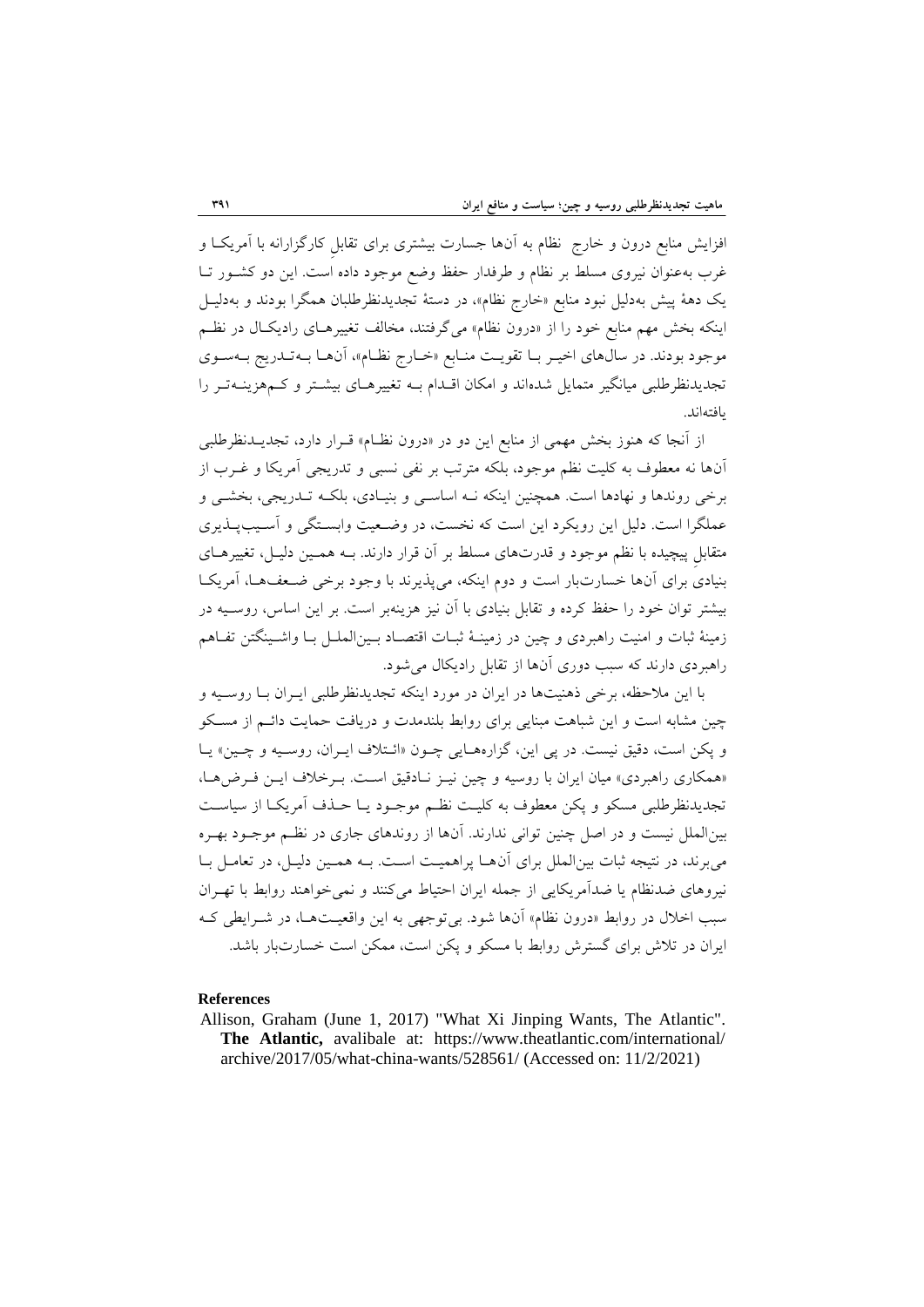افزایش منابع درون و خارج نظام به آن‌ها جسارت بیشتری برای تقابلِ کارگزارانه با آمریکا و غرب به‌عنوان نیروی مسلط بر نظام و طرفدار حفظ وضع موجود داده است. این دو کشور تا یک دهۀ پیش به‌دلیل نبود منابع «خارج نظام»، در دستۀ تجدیدنظرطلبان همگرا بودند و به‌دلیل اینکه بخش مهم منابع خود را از «درون نظام» می‌گرفتند، مخالف تغییرهای رادیکال در نظم موجود بودند. در سال‌های اخیر با تقویت منابع «خارج نظام»، آن‌ها به‌تدریج به‌سوی تجدیدنظرطلبی میانگیر متمایل شده‌اند و امکان اقدام به تغییرهای بیشتر و کم‌هزینه‌تر را یافته‌اند.

از آنجا که هنوز بخش مهمی از منابع این دو در «درون نظام» قرار دارد، تجدیدنظرطلبی آن‌ها نه معطوف به کلیت نظم موجود، بلکه مترتب بر نفی نسبی و تدریجی آمریکا و غرب از برخی روندها و نهادها است. همچنین اینکه نه اساسی و بنیادی، بلکه تدریجی، بخشی و عملگرا است. دلیل این رویکرد این است که نخست، در وضعیت وابستگی و آسیب‌پذیری متقابلِ پیچیده با نظم موجود و قدرت‌های مسلط بر آن قرار دارند. به همین دلیل، تغییرهای بنیادی برای آن‌ها خسارت‌بار است و دوم اینکه، می‌پذیرند با وجود برخی ضعف‌ها، آمریکا بیشتر توان خود را حفظ کرده و تقابل بنیادی با آن نیز هزینه‌بر است. بر این اساس، روسیه در زمینۀ ثبات و امنیت راهبردی و چین در زمینۀ ثبات اقتصاد بین‌الملل با واشینگتن تفاهم راهبردی دارند که سبب دوری آن‌ها از تقابل رادیکال می‌شود.

با این ملاحظه، برخی ذهنیت‌ها در ایران در مورد اینکه تجدیدنظرطلبی ایران با روسیه و چین مشابه است و این شباهت مبنایی برای روابط بلندمدت و دریافت حمایت دائم از مسکو و پکن است، دقیق نیست. در پی این، گزاره‌هایی چون «ائتلاف ایران، روسیه و چین» یا «همکاری راهبردی» میان ایران با روسیه و چین نیز نادقیق است. برخلاف این فرض‌ها، تجدیدنظرطلبی مسکو و پکن معطوف به کلیت نظم موجود یا حذف آمریکا از سیاست بین‌الملل نیست و در اصل چنین توانی ندارند. آن‌ها از روندهای جاری در نظم موجود بهره می‌برند، در نتیجه ثبات بین‌الملل برای آن‌ها پراهمیت است. به همین دلیل، در تعامل با نیروهای ضدنظام یا ضدآمریکایی از جمله ایران احتیاط می‌کنند و نمی‌خواهند روابط با تهران سبب اخلال در روابط «درون نظام» آن‌ها شود. بی‌توجهی به این واقعیت‌ها، در شرایطی که ایران در تلاش برای گسترش روابط با مسکو و پکن است، ممکن است خسارت‌بار باشد.

## References

Allison, Graham (June 1, 2017) "What Xi Jinping Wants, The Atlantic". **The Atlantic,** avalibale at: https://www.theatlantic.com/international/archive/2017/05/what-china-wants/528561/ (Accessed on: 11/2/2021)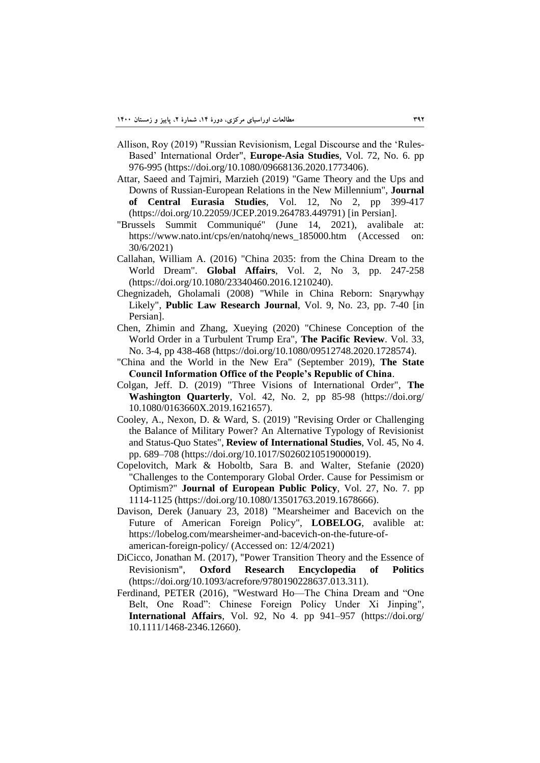Allison, Roy (2019) "Russian Revisionism, Legal Discourse and the 'Rules-Based' International Order", **Europe-Asia Studies**, Vol. 72, No. 6. pp 976-995 (https://doi.org/10.1080/09668136.2020.1773406).

Attar, Saeed and Tajmiri, Marzieh (2019) "Game Theory and the Ups and Downs of Russian-European Relations in the New Millennium", **Journal of Central Eurasia Studies**, Vol. 12, No 2, pp 399-417 (https://doi.org/10.22059/JCEP.2019.264783.449791) [in Persian].

"Brussels Summit Communiqué" (June 14, 2021), avalibale at: https://www.nato.int/cps/en/natohq/news_185000.htm (Accessed on: 30/6/2021)

Callahan, William A. (2016) "China 2035: from the China Dream to the World Dream". **Global Affairs**, Vol. 2, No 3, pp. 247-258 (https://doi.org/10.1080/23340460.2016.1210240).

Chegnizadeh, Gholamali (2008) "While in China Reborn: Snạrywhạy Likely", **Public Law Research Journal**, Vol. 9, No. 23, pp. 7-40 [in Persian].

Chen, Zhimin and Zhang, Xueying (2020) "Chinese Conception of the World Order in a Turbulent Trump Era", **The Pacific Review**. Vol. 33, No. 3-4, pp 438-468 (https://doi.org/10.1080/09512748.2020.1728574).

"China and the World in the New Era" (September 2019), **The State Council Information Office of the People's Republic of China**.

Colgan, Jeff. D. (2019) "Three Visions of International Order", **The Washington Quarterly**, Vol. 42, No. 2, pp 85-98 (https://doi.org/10.1080/0163660X.2019.1621657).

Cooley, A., Nexon, D. & Ward, S. (2019) "Revising Order or Challenging the Balance of Military Power? An Alternative Typology of Revisionist and Status-Quo States", **Review of International Studies**, Vol. 45, No 4. pp. 689–708 (https://doi.org/10.1017/S0260210519000019).

Copelovitch, Mark & Hoboltb, Sara B. and Walter, Stefanie (2020) "Challenges to the Contemporary Global Order. Cause for Pessimism or Optimism?" **Journal of European Public Policy**, Vol. 27, No. 7. pp 1114-1125 (https://doi.org/10.1080/13501763.2019.1678666).

Davison, Derek (January 23, 2018) "Mearsheimer and Bacevich on the Future of American Foreign Policy", **LOBELOG**, avalible at: https://lobelog.com/mearsheimer-and-bacevich-on-the-future-of-american-foreign-policy/ (Accessed on: 12/4/2021)

DiCicco, Jonathan M. (2017), "Power Transition Theory and the Essence of Revisionism", **Oxford Research Encyclopedia of Politics** (https://doi.org/10.1093/acrefore/9780190228637.013.311).

Ferdinand, PETER (2016), "Westward Ho—The China Dream and "One Belt, One Road": Chinese Foreign Policy Under Xi Jinping", **International Affairs**, Vol. 92, No 4. pp 941–957 (https://doi.org/10.1111/1468-2346.12660).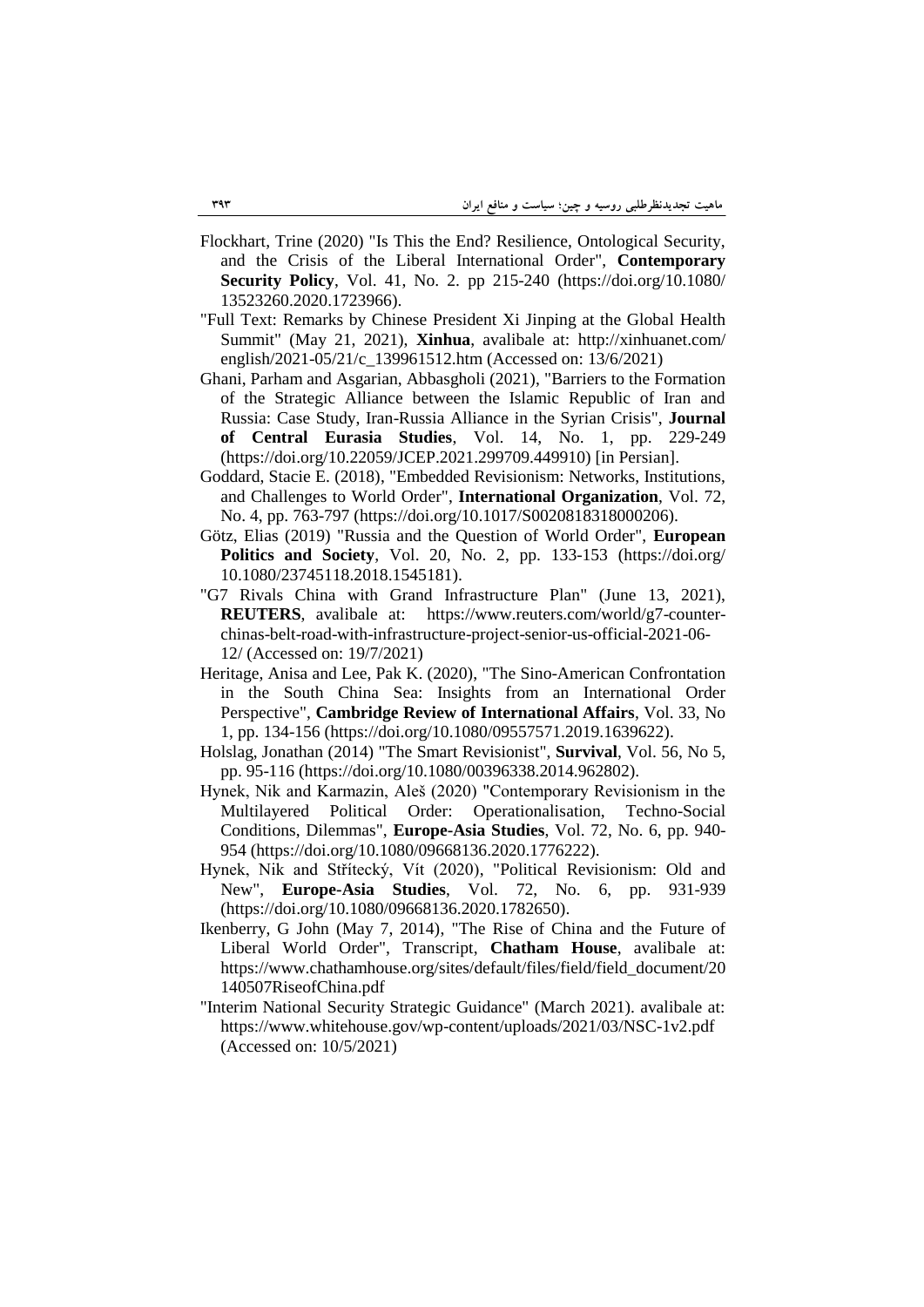Flockhart, Trine (2020) "Is This the End? Resilience, Ontological Security, and the Crisis of the Liberal International Order", **Contemporary Security Policy**, Vol. 41, No. 2. pp 215-240 (https://doi.org/10.1080/13523260.2020.1723966).

"Full Text: Remarks by Chinese President Xi Jinping at the Global Health Summit" (May 21, 2021), **Xinhua**, avalibale at: http://xinhuanet.com/english/2021-05/21/c_139961512.htm (Accessed on: 13/6/2021)

Ghani, Parham and Asgarian, Abbasgholi (2021), "Barriers to the Formation of the Strategic Alliance between the Islamic Republic of Iran and Russia: Case Study, Iran-Russia Alliance in the Syrian Crisis", **Journal of Central Eurasia Studies**, Vol. 14, No. 1, pp. 229-249 (https://doi.org/10.22059/JCEP.2021.299709.449910) [in Persian].

Goddard, Stacie E. (2018), "Embedded Revisionism: Networks, Institutions, and Challenges to World Order", **International Organization**, Vol. 72, No. 4, pp. 763-797 (https://doi.org/10.1017/S0020818318000206).

Götz, Elias (2019) "Russia and the Question of World Order", **European Politics and Society**, Vol. 20, No. 2, pp. 133-153 (https://doi.org/10.1080/23745118.2018.1545181).

"G7 Rivals China with Grand Infrastructure Plan" (June 13, 2021), **REUTERS**, avalibale at: https://www.reuters.com/world/g7-counter-chinas-belt-road-with-infrastructure-project-senior-us-official-2021-06-12/ (Accessed on: 19/7/2021)

Heritage, Anisa and Lee, Pak K. (2020), "The Sino-American Confrontation in the South China Sea: Insights from an International Order Perspective", **Cambridge Review of International Affairs**, Vol. 33, No 1, pp. 134-156 (https://doi.org/10.1080/09557571.2019.1639622).

Holslag, Jonathan (2014) "The Smart Revisionist", **Survival**, Vol. 56, No 5, pp. 95-116 (https://doi.org/10.1080/00396338.2014.962802).

Hynek, Nik and Karmazin, Aleš (2020) "Contemporary Revisionism in the Multilayered Political Order: Operationalisation, Techno-Social Conditions, Dilemmas", **Europe-Asia Studies**, Vol. 72, No. 6, pp. 940-954 (https://doi.org/10.1080/09668136.2020.1776222).

Hynek, Nik and Střítecký, Vít (2020), "Political Revisionism: Old and New", **Europe-Asia Studies**, Vol. 72, No. 6, pp. 931-939 (https://doi.org/10.1080/09668136.2020.1782650).

Ikenberry, G John (May 7, 2014), "The Rise of China and the Future of Liberal World Order", Transcript, **Chatham House**, avalibale at: https://www.chathamhouse.org/sites/default/files/field/field_document/20140507RiseofChina.pdf

"Interim National Security Strategic Guidance" (March 2021). avalibale at: https://www.whitehouse.gov/wp-content/uploads/2021/03/NSC-1v2.pdf (Accessed on: 10/5/2021)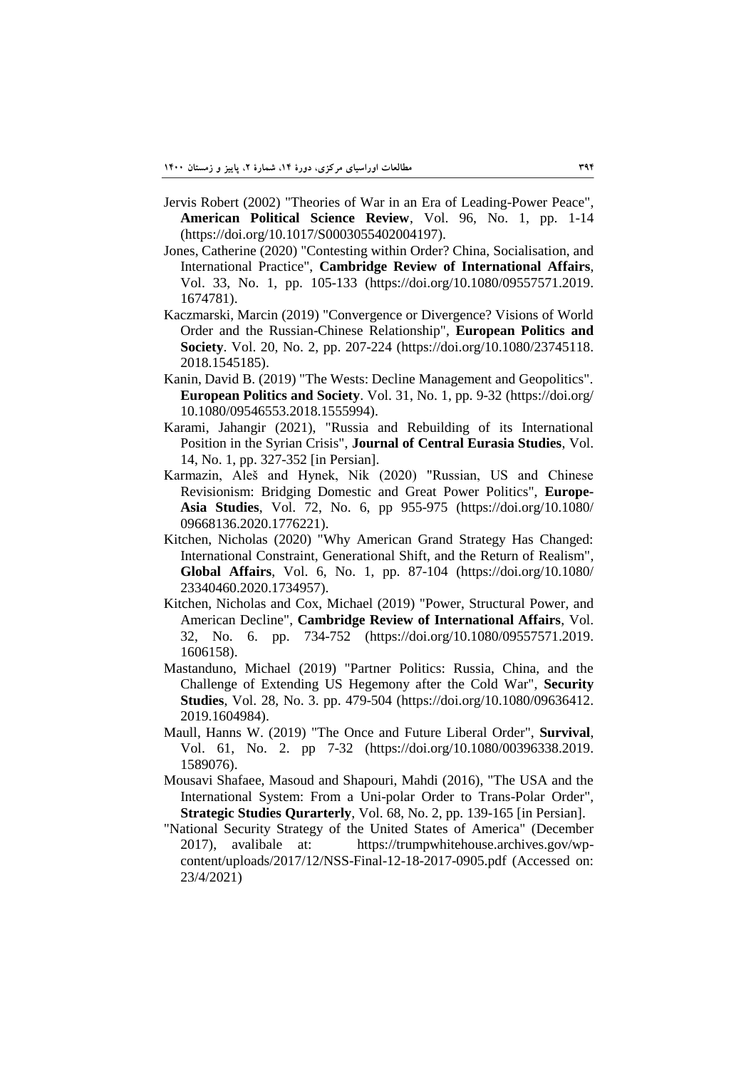Jervis Robert (2002) "Theories of War in an Era of Leading-Power Peace", **American Political Science Review**, Vol. 96, No. 1, pp. 1-14 (https://doi.org/10.1017/S0003055402004197).

Jones, Catherine (2020) "Contesting within Order? China, Socialisation, and International Practice", **Cambridge Review of International Affairs**, Vol. 33, No. 1, pp. 105-133 (https://doi.org/10.1080/09557571.2019.1674781).

Kaczmarski, Marcin (2019) "Convergence or Divergence? Visions of World Order and the Russian-Chinese Relationship", **European Politics and Society**. Vol. 20, No. 2, pp. 207-224 (https://doi.org/10.1080/23745118.2018.1545185).

Kanin, David B. (2019) "The Wests: Decline Management and Geopolitics". **European Politics and Society**. Vol. 31, No. 1, pp. 9-32 (https://doi.org/10.1080/09546553.2018.1555994).

Karami, Jahangir (2021), "Russia and Rebuilding of its International Position in the Syrian Crisis", **Journal of Central Eurasia Studies**, Vol. 14, No. 1, pp. 327-352 [in Persian].

Karmazin, Aleš and Hynek, Nik (2020) "Russian, US and Chinese Revisionism: Bridging Domestic and Great Power Politics", **Europe-Asia Studies**, Vol. 72, No. 6, pp 955-975 (https://doi.org/10.1080/09668136.2020.1776221).

Kitchen, Nicholas (2020) "Why American Grand Strategy Has Changed: International Constraint, Generational Shift, and the Return of Realism", **Global Affairs**, Vol. 6, No. 1, pp. 87-104 (https://doi.org/10.1080/23340460.2020.1734957).

Kitchen, Nicholas and Cox, Michael (2019) "Power, Structural Power, and American Decline", **Cambridge Review of International Affairs**, Vol. 32, No. 6. pp. 734-752 (https://doi.org/10.1080/09557571.2019.1606158).

Mastanduno, Michael (2019) "Partner Politics: Russia, China, and the Challenge of Extending US Hegemony after the Cold War", **Security Studies**, Vol. 28, No. 3. pp. 479-504 (https://doi.org/10.1080/09636412.2019.1604984).

Maull, Hanns W. (2019) "The Once and Future Liberal Order", **Survival**, Vol. 61, No. 2. pp 7-32 (https://doi.org/10.1080/00396338.2019.1589076).

Mousavi Shafaee, Masoud and Shapouri, Mahdi (2016), "The USA and the International System: From a Uni-polar Order to Trans-Polar Order", **Strategic Studies Qurarterly**, Vol. 68, No. 2, pp. 139-165 [in Persian].

"National Security Strategy of the United States of America" (December 2017), avalibale at: https://trumpwhitehouse.archives.gov/wp-content/uploads/2017/12/NSS-Final-12-18-2017-0905.pdf (Accessed on: 23/4/2021)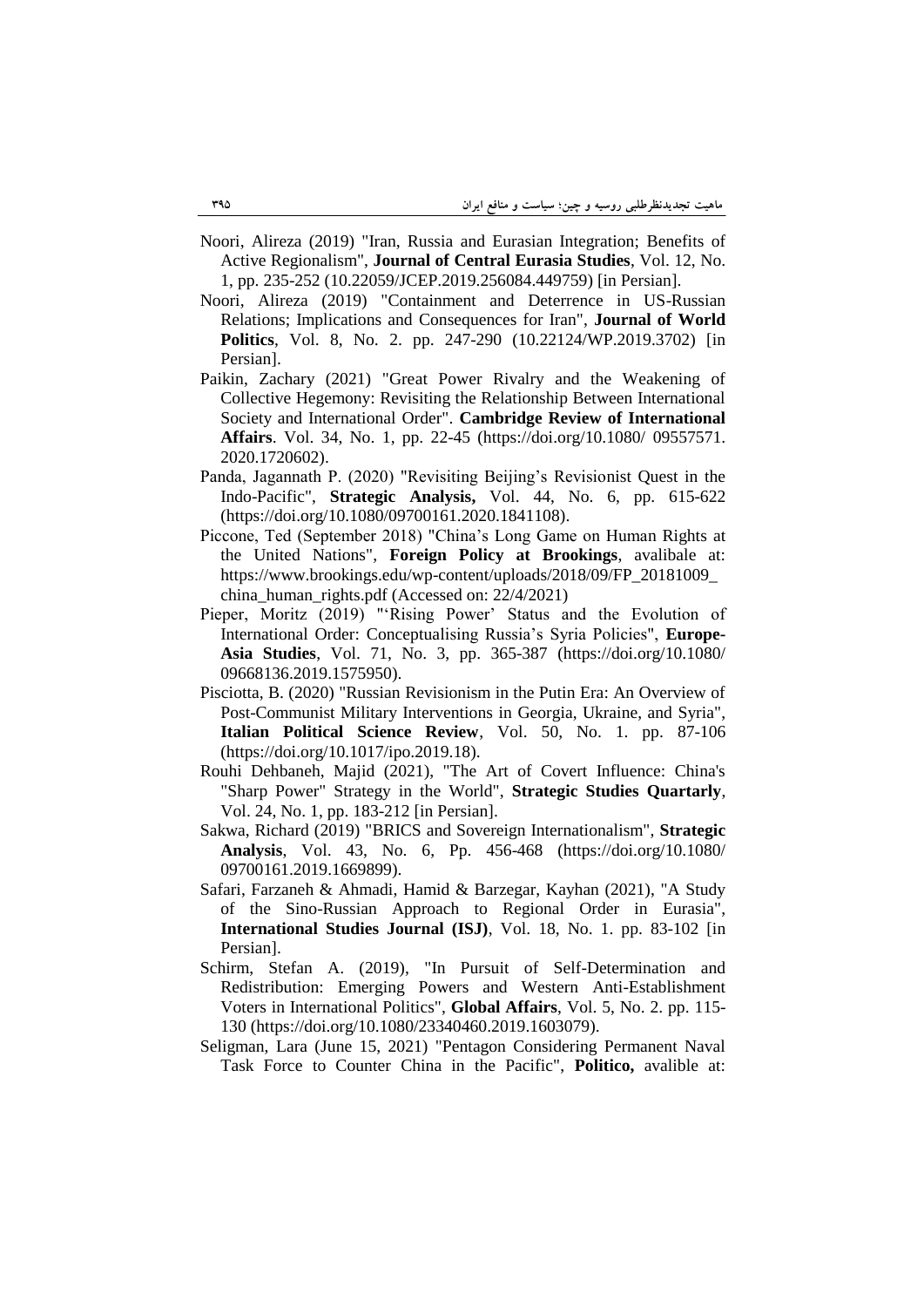Noori, Alireza (2019) "Iran, Russia and Eurasian Integration; Benefits of Active Regionalism", **Journal of Central Eurasia Studies**, Vol. 12, No. 1, pp. 235-252 (10.22059/JCEP.2019.256084.449759) [in Persian].

Noori, Alireza (2019) "Containment and Deterrence in US-Russian Relations; Implications and Consequences for Iran", **Journal of World Politics**, Vol. 8, No. 2. pp. 247-290 (10.22124/WP.2019.3702) [in Persian].

Paikin, Zachary (2021) "Great Power Rivalry and the Weakening of Collective Hegemony: Revisiting the Relationship Between International Society and International Order". **Cambridge Review of International Affairs**. Vol. 34, No. 1, pp. 22-45 (https://doi.org/10.1080/ 09557571. 2020.1720602).

Panda, Jagannath P. (2020) "Revisiting Beijing's Revisionist Quest in the Indo-Pacific", **Strategic Analysis,** Vol. 44, No. 6, pp. 615-622 (https://doi.org/10.1080/09700161.2020.1841108).

Piccone, Ted (September 2018) "China's Long Game on Human Rights at the United Nations", **Foreign Policy at Brookings**, avalibale at: https://www.brookings.edu/wp-content/uploads/2018/09/FP_20181009_ china_human_rights.pdf (Accessed on: 22/4/2021)

Pieper, Moritz (2019) "'Rising Power' Status and the Evolution of International Order: Conceptualising Russia's Syria Policies", **Europe-Asia Studies**, Vol. 71, No. 3, pp. 365-387 (https://doi.org/10.1080/ 09668136.2019.1575950).

Pisciotta, B. (2020) "Russian Revisionism in the Putin Era: An Overview of Post-Communist Military Interventions in Georgia, Ukraine, and Syria", **Italian Political Science Review**, Vol. 50, No. 1. pp. 87-106 (https://doi.org/10.1017/ipo.2019.18).

Rouhi Dehbaneh, Majid (2021), "The Art of Covert Influence: China's "Sharp Power" Strategy in the World", **Strategic Studies Quartarly**, Vol. 24, No. 1, pp. 183-212 [in Persian].

Sakwa, Richard (2019) "BRICS and Sovereign Internationalism", **Strategic Analysis**, Vol. 43, No. 6, Pp. 456-468 (https://doi.org/10.1080/ 09700161.2019.1669899).

Safari, Farzaneh & Ahmadi, Hamid & Barzegar, Kayhan (2021), "A Study of the Sino-Russian Approach to Regional Order in Eurasia", **International Studies Journal (ISJ)**, Vol. 18, No. 1. pp. 83-102 [in Persian].

Schirm, Stefan A. (2019), "In Pursuit of Self-Determination and Redistribution: Emerging Powers and Western Anti-Establishment Voters in International Politics", **Global Affairs**, Vol. 5, No. 2. pp. 115-130 (https://doi.org/10.1080/23340460.2019.1603079).

Seligman, Lara (June 15, 2021) "Pentagon Considering Permanent Naval Task Force to Counter China in the Pacific", **Politico,** avalible at: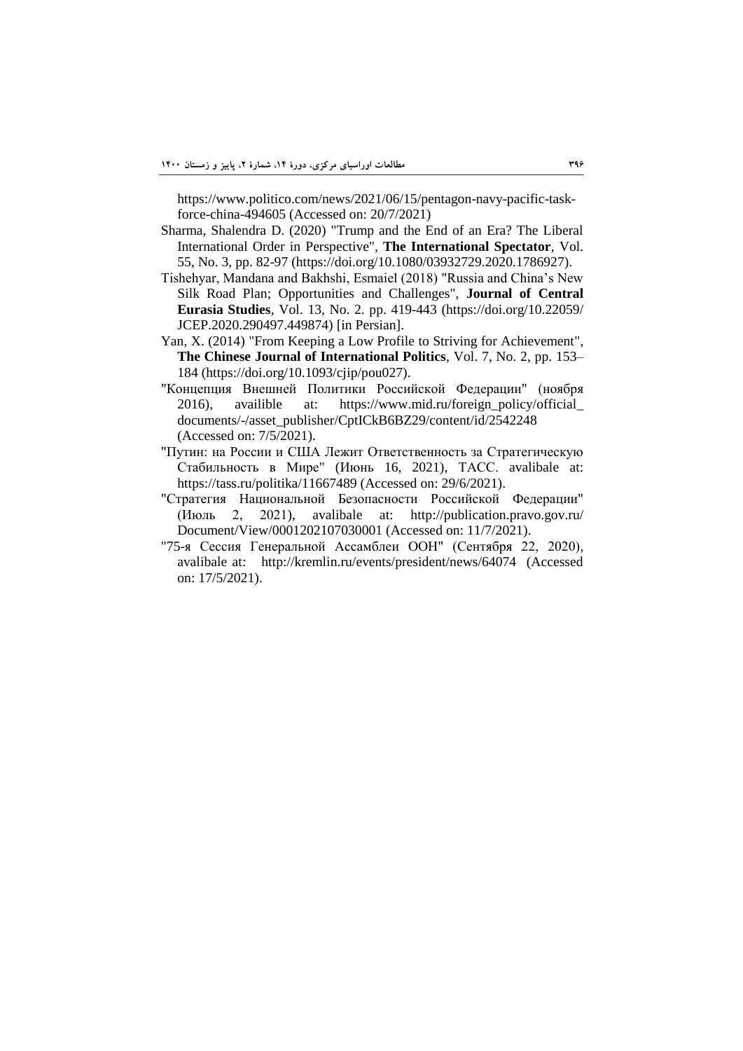https://www.politico.com/news/2021/06/15/pentagon-navy-pacific-task-force-china-494605 (Accessed on: 20/7/2021)

Sharma, Shalendra D. (2020) "Trump and the End of an Era? The Liberal International Order in Perspective", **The International Spectator**, Vol. 55, No. 3, pp. 82-97 (https://doi.org/10.1080/03932729.2020.1786927).

Tishehyar, Mandana and Bakhshi, Esmaiel (2018) "Russia and China's New Silk Road Plan; Opportunities and Challenges", **Journal of Central Eurasia Studies**, Vol. 13, No. 2. pp. 419-443 (https://doi.org/10.22059/JCEP.2020.290497.449874) [in Persian].

Yan, X. (2014) "From Keeping a Low Profile to Striving for Achievement", **The Chinese Journal of International Politics**, Vol. 7, No. 2, pp. 153–184 (https://doi.org/10.1093/cjip/pou027).

"Концепция Внешней Политики Российской Федерации" (ноября 2016), availible at: https://www.mid.ru/foreign_policy/official_documents/-/asset_publisher/CptICkB6BZ29/content/id/2542248 (Accessed on: 7/5/2021).

"Путин: на России и США Лежит Ответственность за Стратегическую Стабильность в Мире" (Июнь 16, 2021), ТАСС. avalibale at: https://tass.ru/politika/11667489 (Accessed on: 29/6/2021).

"Стратегия Национальной Безопасности Российской Федерации" (Июль 2, 2021), avalibale at: http://publication.pravo.gov.ru/Document/View/0001202107030001 (Accessed on: 11/7/2021).

"75-я Сессия Генеральной Ассамблеи ООН" (Сентября 22, 2020), avalibale at: http://kremlin.ru/events/president/news/64074 (Accessed on: 17/5/2021).